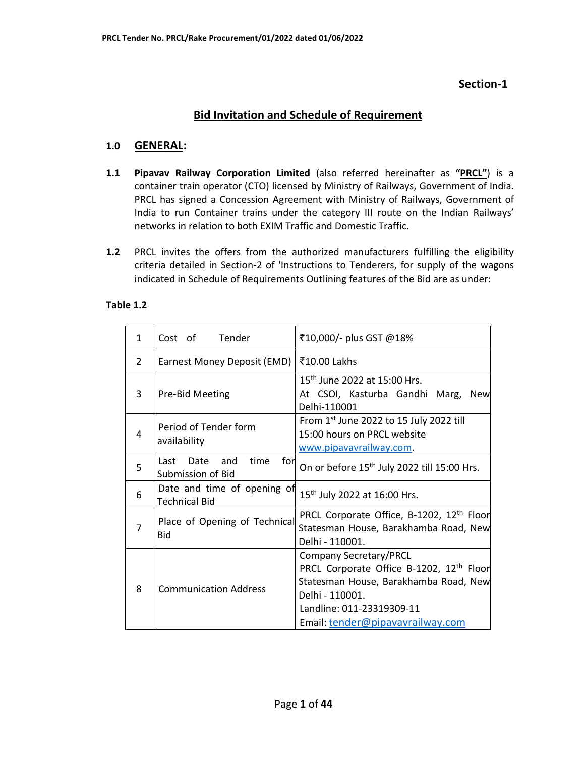## Section-1

## Bid Invitation and Schedule of Requirement

### 1.0 GENERAL:

**1.1** **Pipavav Railway Corporation Limited** (also referred hereinafter as **"PRCL"**) is a container train operator (CTO) licensed by Ministry of Railways, Government of India. PRCL has signed a Concession Agreement with Ministry of Railways, Government of India to run Container trains under the category III route on the Indian Railways' networks in relation to both EXIM Traffic and Domestic Traffic.

**1.2** PRCL invites the offers from the authorized manufacturers fulfilling the eligibility criteria detailed in Section-2 of 'Instructions to Tenderers, for supply of the wagons indicated in Schedule of Requirements Outlining features of the Bid are as under:

**Table 1.2**

| | | |
|---|---|---|
| 1 | Cost of Tender | ₹10,000/- plus GST @18% |
| 2 | Earnest Money Deposit (EMD) | ₹10.00 Lakhs |
| 3 | Pre-Bid Meeting | 15th June 2022 at 15:00 Hrs. At CSOI, Kasturba Gandhi Marg, New Delhi-110001 |
| 4 | Period of Tender form availability | From 1st June 2022 to 15 July 2022 till 15:00 hours on PRCL website www.pipavavrailway.com. |
| 5 | Last Date and time for Submission of Bid | On or before 15th July 2022 till 15:00 Hrs. |
| 6 | Date and time of opening of Technical Bid | 15th July 2022 at 16:00 Hrs. |
| 7 | Place of Opening of Technical Bid | PRCL Corporate Office, B-1202, 12th Floor Statesman House, Barakhamba Road, New Delhi - 110001. |
| 8 | Communication Address | Company Secretary/PRCL<br>PRCL Corporate Office B-1202, 12th Floor Statesman House, Barakhamba Road, New Delhi - 110001.<br>Landline: 011-23319309-11<br>Email: tender@pipavavrailway.com |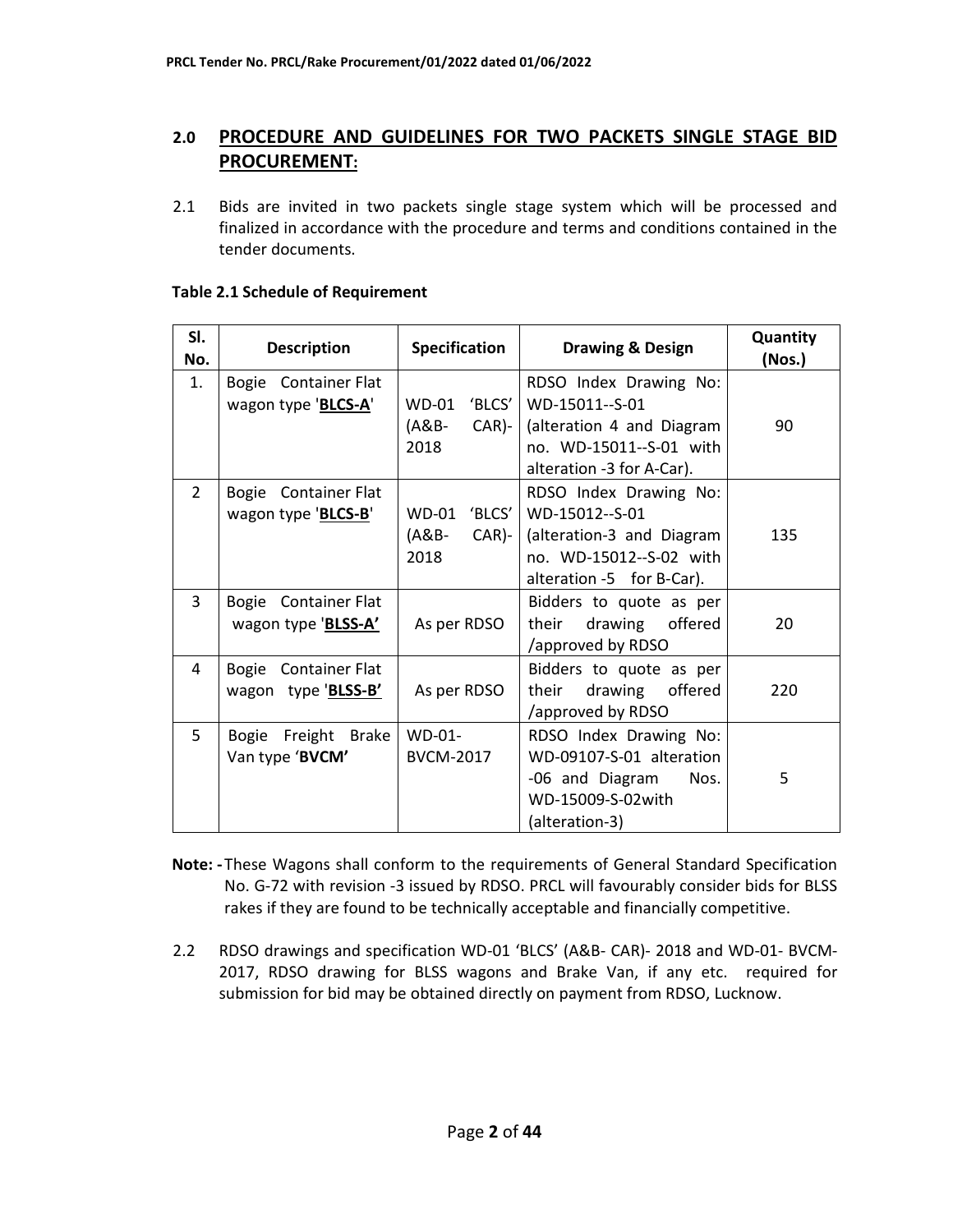## 2.0 PROCEDURE AND GUIDELINES FOR TWO PACKETS SINGLE STAGE BID PROCUREMENT:

2.1 Bids are invited in two packets single stage system which will be processed and finalized in accordance with the procedure and terms and conditions contained in the tender documents.

**Table 2.1 Schedule of Requirement**

| Sl. No. | Description | Specification | Drawing & Design | Quantity (Nos.) |
|---|---|---|---|---|
| 1. | Bogie Container Flat wagon type '**BLCS-A**' | WD-01 'BLCS' (A&B- CAR)-2018 | RDSO Index Drawing No: WD-15011--S-01 (alteration 4 and Diagram no. WD-15011--S-01 with alteration -3 for A-Car). | 90 |
| 2 | Bogie Container Flat wagon type '**BLCS-B**' | WD-01 'BLCS' (A&B- CAR)-2018 | RDSO Index Drawing No: WD-15012--S-01 (alteration-3 and Diagram no. WD-15012--S-02 with alteration -5 for B-Car). | 135 |
| 3 | Bogie Container Flat wagon type '**BLSS-A'** | As per RDSO | Bidders to quote as per their drawing offered /approved by RDSO | 20 |
| 4 | Bogie Container Flat wagon type '**BLSS-B'** | As per RDSO | Bidders to quote as per their drawing offered /approved by RDSO | 220 |
| 5 | Bogie Freight Brake Van type '**BVCM'** | WD-01-BVCM-2017 | RDSO Index Drawing No: WD-09107-S-01 alteration -06 and Diagram Nos. WD-15009-S-02with (alteration-3) | 5 |

**Note: -** These Wagons shall conform to the requirements of General Standard Specification No. G-72 with revision -3 issued by RDSO. PRCL will favourably consider bids for BLSS rakes if they are found to be technically acceptable and financially competitive.

2.2 RDSO drawings and specification WD-01 'BLCS' (A&B- CAR)- 2018 and WD-01- BVCM-2017, RDSO drawing for BLSS wagons and Brake Van, if any etc. required for submission for bid may be obtained directly on payment from RDSO, Lucknow.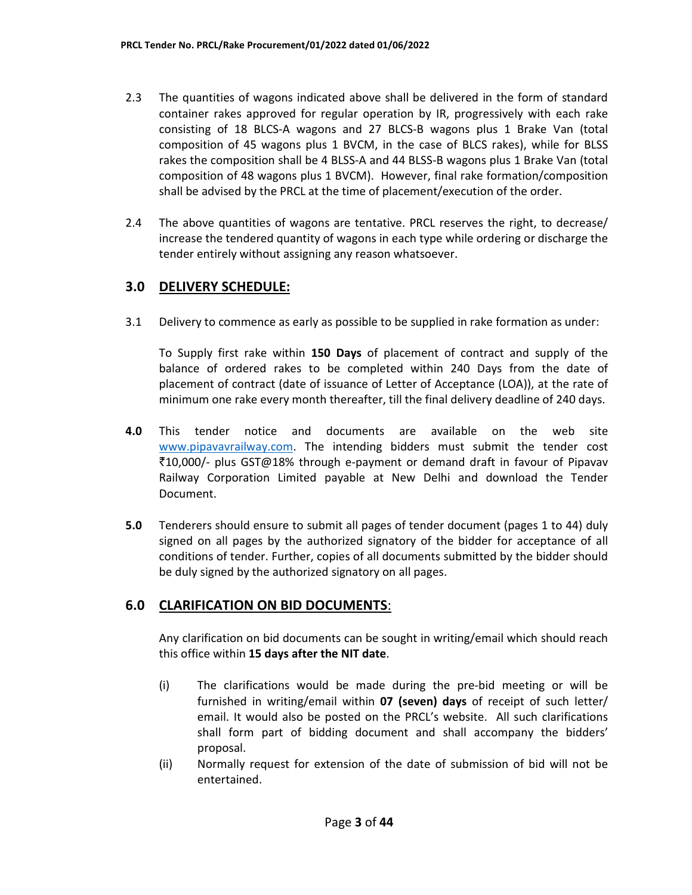2.3 The quantities of wagons indicated above shall be delivered in the form of standard container rakes approved for regular operation by IR, progressively with each rake consisting of 18 BLCS-A wagons and 27 BLCS-B wagons plus 1 Brake Van (total composition of 45 wagons plus 1 BVCM, in the case of BLCS rakes), while for BLSS rakes the composition shall be 4 BLSS-A and 44 BLSS-B wagons plus 1 Brake Van (total composition of 48 wagons plus 1 BVCM). However, final rake formation/composition shall be advised by the PRCL at the time of placement/execution of the order.

2.4 The above quantities of wagons are tentative. PRCL reserves the right, to decrease/ increase the tendered quantity of wagons in each type while ordering or discharge the tender entirely without assigning any reason whatsoever.

## 3.0 DELIVERY SCHEDULE:

3.1 Delivery to commence as early as possible to be supplied in rake formation as under:

To Supply first rake within **150 Days** of placement of contract and supply of the balance of ordered rakes to be completed within 240 Days from the date of placement of contract (date of issuance of Letter of Acceptance (LOA)), at the rate of minimum one rake every month thereafter, till the final delivery deadline of 240 days.

**4.0** This tender notice and documents are available on the web site www.pipavavrailway.com. The intending bidders must submit the tender cost ₹10,000/- plus GST@18% through e-payment or demand draft in favour of Pipavav Railway Corporation Limited payable at New Delhi and download the Tender Document.

**5.0** Tenderers should ensure to submit all pages of tender document (pages 1 to 44) duly signed on all pages by the authorized signatory of the bidder for acceptance of all conditions of tender. Further, copies of all documents submitted by the bidder should be duly signed by the authorized signatory on all pages.

## 6.0 CLARIFICATION ON BID DOCUMENTS:

Any clarification on bid documents can be sought in writing/email which should reach this office within **15 days after the NIT date**.

(i) The clarifications would be made during the pre-bid meeting or will be furnished in writing/email within **07 (seven) days** of receipt of such letter/ email. It would also be posted on the PRCL's website. All such clarifications shall form part of bidding document and shall accompany the bidders' proposal.

(ii) Normally request for extension of the date of submission of bid will not be entertained.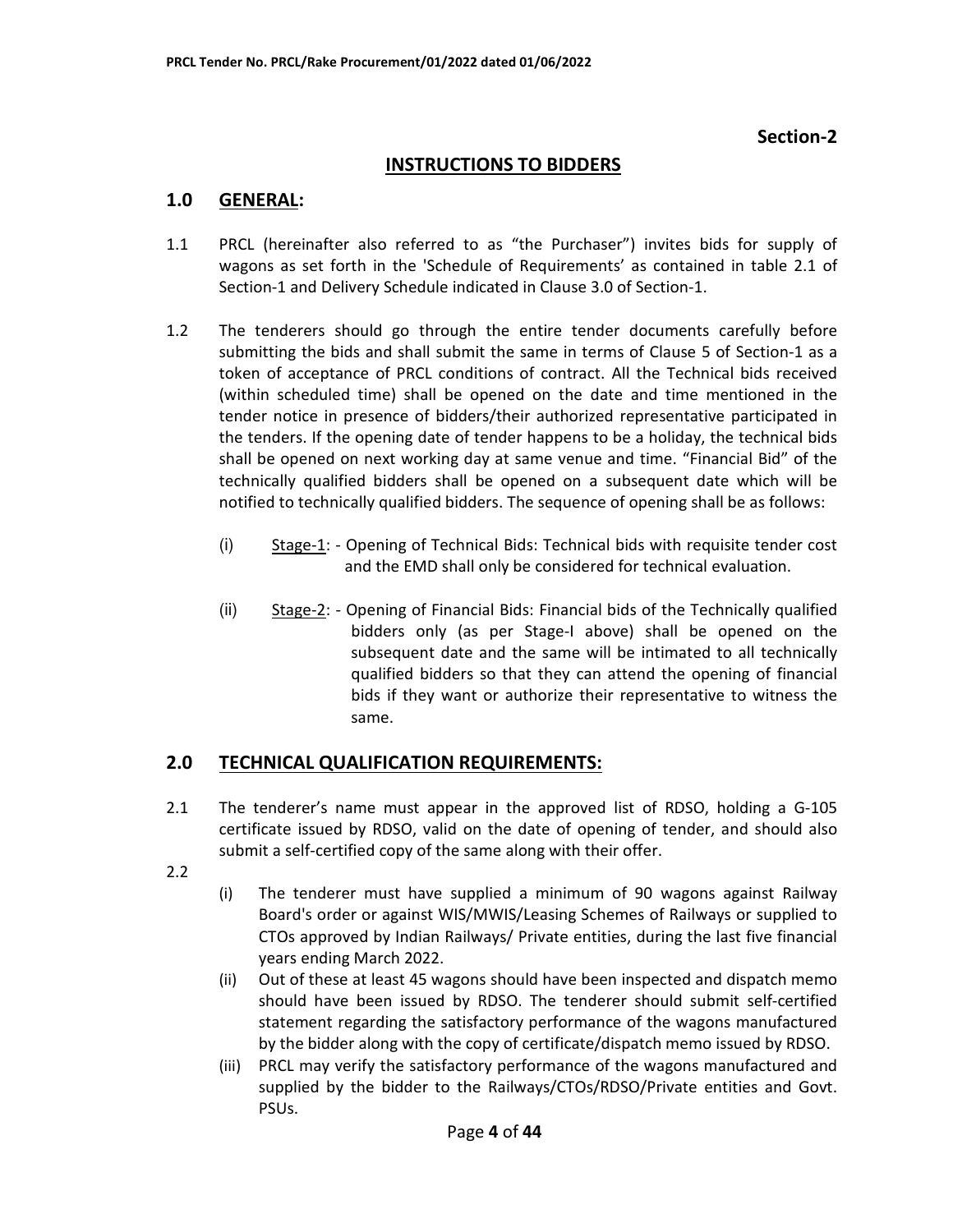## Section-2

## INSTRUCTIONS TO BIDDERS

### 1.0 GENERAL:

1.1 PRCL (hereinafter also referred to as "the Purchaser") invites bids for supply of wagons as set forth in the 'Schedule of Requirements' as contained in table 2.1 of Section-1 and Delivery Schedule indicated in Clause 3.0 of Section-1.

1.2 The tenderers should go through the entire tender documents carefully before submitting the bids and shall submit the same in terms of Clause 5 of Section-1 as a token of acceptance of PRCL conditions of contract. All the Technical bids received (within scheduled time) shall be opened on the date and time mentioned in the tender notice in presence of bidders/their authorized representative participated in the tenders. If the opening date of tender happens to be a holiday, the technical bids shall be opened on next working day at same venue and time. "Financial Bid" of the technically qualified bidders shall be opened on a subsequent date which will be notified to technically qualified bidders. The sequence of opening shall be as follows:

(i) Stage-1: - Opening of Technical Bids: Technical bids with requisite tender cost and the EMD shall only be considered for technical evaluation.

(ii) Stage-2: - Opening of Financial Bids: Financial bids of the Technically qualified bidders only (as per Stage-I above) shall be opened on the subsequent date and the same will be intimated to all technically qualified bidders so that they can attend the opening of financial bids if they want or authorize their representative to witness the same.

### 2.0 TECHNICAL QUALIFICATION REQUIREMENTS:

2.1 The tenderer's name must appear in the approved list of RDSO, holding a G-105 certificate issued by RDSO, valid on the date of opening of tender, and should also submit a self-certified copy of the same along with their offer.

2.2

(i) The tenderer must have supplied a minimum of 90 wagons against Railway Board's order or against WIS/MWIS/Leasing Schemes of Railways or supplied to CTOs approved by Indian Railways/ Private entities, during the last five financial years ending March 2022.

(ii) Out of these at least 45 wagons should have been inspected and dispatch memo should have been issued by RDSO. The tenderer should submit self-certified statement regarding the satisfactory performance of the wagons manufactured by the bidder along with the copy of certificate/dispatch memo issued by RDSO.

(iii) PRCL may verify the satisfactory performance of the wagons manufactured and supplied by the bidder to the Railways/CTOs/RDSO/Private entities and Govt. PSUs.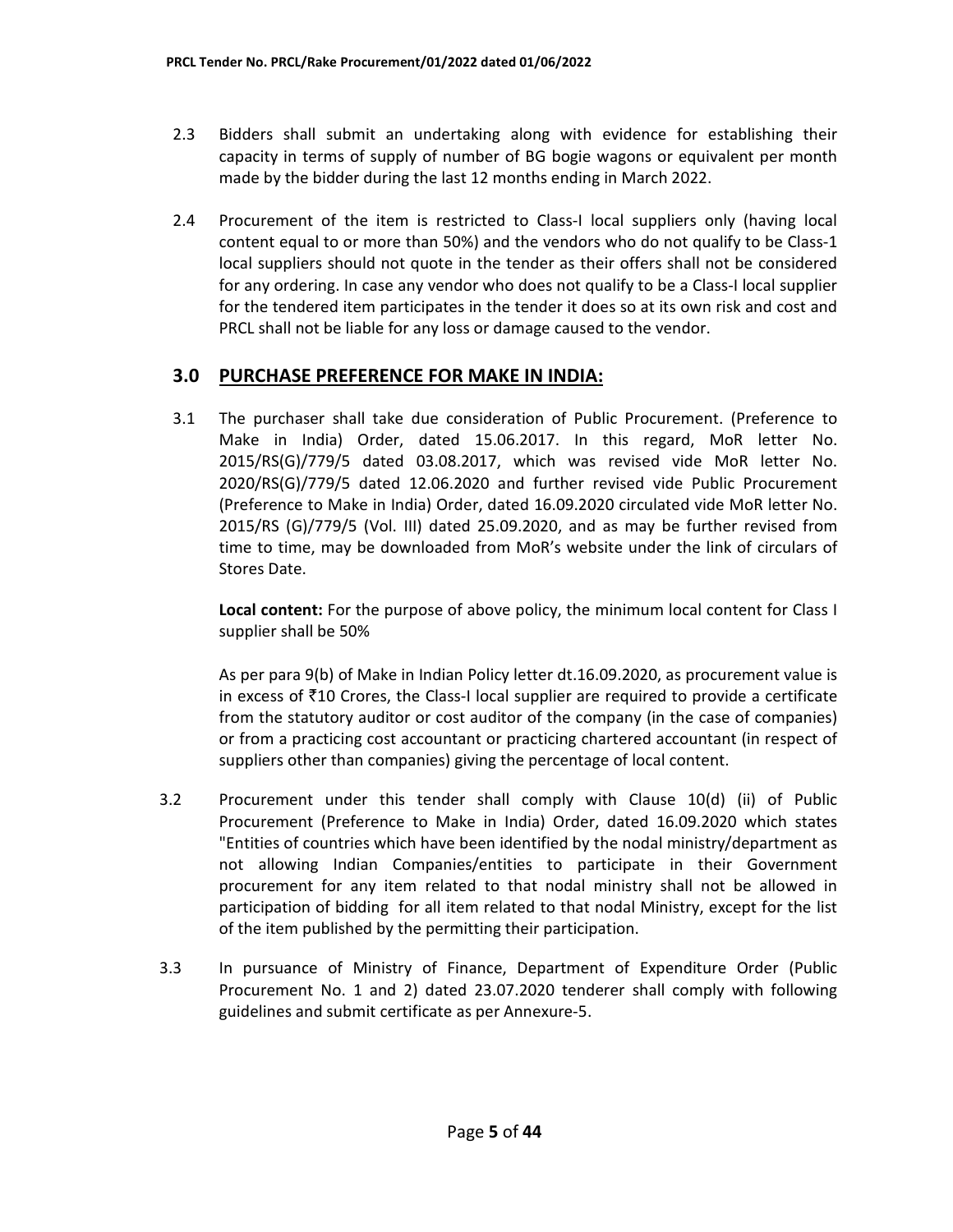2.3 Bidders shall submit an undertaking along with evidence for establishing their capacity in terms of supply of number of BG bogie wagons or equivalent per month made by the bidder during the last 12 months ending in March 2022.

2.4 Procurement of the item is restricted to Class-I local suppliers only (having local content equal to or more than 50%) and the vendors who do not qualify to be Class-1 local suppliers should not quote in the tender as their offers shall not be considered for any ordering. In case any vendor who does not qualify to be a Class-I local supplier for the tendered item participates in the tender it does so at its own risk and cost and PRCL shall not be liable for any loss or damage caused to the vendor.

## 3.0 PURCHASE PREFERENCE FOR MAKE IN INDIA:

3.1 The purchaser shall take due consideration of Public Procurement. (Preference to Make in India) Order, dated 15.06.2017. In this regard, MoR letter No. 2015/RS(G)/779/5 dated 03.08.2017, which was revised vide MoR letter No. 2020/RS(G)/779/5 dated 12.06.2020 and further revised vide Public Procurement (Preference to Make in India) Order, dated 16.09.2020 circulated vide MoR letter No. 2015/RS (G)/779/5 (Vol. III) dated 25.09.2020, and as may be further revised from time to time, may be downloaded from MoR's website under the link of circulars of Stores Date.

**Local content:** For the purpose of above policy, the minimum local content for Class I supplier shall be 50%

As per para 9(b) of Make in Indian Policy letter dt.16.09.2020, as procurement value is in excess of ₹10 Crores, the Class-I local supplier are required to provide a certificate from the statutory auditor or cost auditor of the company (in the case of companies) or from a practicing cost accountant or practicing chartered accountant (in respect of suppliers other than companies) giving the percentage of local content.

3.2 Procurement under this tender shall comply with Clause 10(d) (ii) of Public Procurement (Preference to Make in India) Order, dated 16.09.2020 which states "Entities of countries which have been identified by the nodal ministry/department as not allowing Indian Companies/entities to participate in their Government procurement for any item related to that nodal ministry shall not be allowed in participation of bidding for all item related to that nodal Ministry, except for the list of the item published by the permitting their participation.

3.3 In pursuance of Ministry of Finance, Department of Expenditure Order (Public Procurement No. 1 and 2) dated 23.07.2020 tenderer shall comply with following guidelines and submit certificate as per Annexure-5.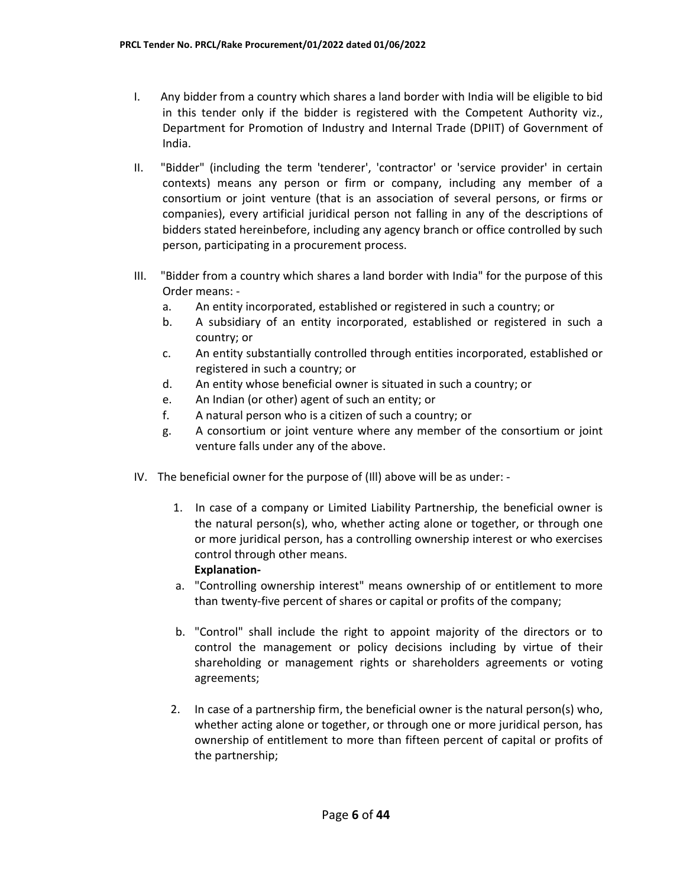I. Any bidder from a country which shares a land border with India will be eligible to bid in this tender only if the bidder is registered with the Competent Authority viz., Department for Promotion of Industry and Internal Trade (DPIIT) of Government of India.

II. "Bidder" (including the term 'tenderer', 'contractor' or 'service provider' in certain contexts) means any person or firm or company, including any member of a consortium or joint venture (that is an association of several persons, or firms or companies), every artificial juridical person not falling in any of the descriptions of bidders stated hereinbefore, including any agency branch or office controlled by such person, participating in a procurement process.

III. "Bidder from a country which shares a land border with India" for the purpose of this Order means: -
   a. An entity incorporated, established or registered in such a country; or
   b. A subsidiary of an entity incorporated, established or registered in such a country; or
   c. An entity substantially controlled through entities incorporated, established or registered in such a country; or
   d. An entity whose beneficial owner is situated in such a country; or
   e. An Indian (or other) agent of such an entity; or
   f. A natural person who is a citizen of such a country; or
   g. A consortium or joint venture where any member of the consortium or joint venture falls under any of the above.

IV. The beneficial owner for the purpose of (Ill) above will be as under: -

   1. In case of a company or Limited Liability Partnership, the beneficial owner is the natural person(s), who, whether acting alone or together, or through one or more juridical person, has a controlling ownership interest or who exercises control through other means.

      **Explanation-**

      a. "Controlling ownership interest" means ownership of or entitlement to more than twenty-five percent of shares or capital or profits of the company;

      b. "Control" shall include the right to appoint majority of the directors or to control the management or policy decisions including by virtue of their shareholding or management rights or shareholders agreements or voting agreements;

   2. In case of a partnership firm, the beneficial owner is the natural person(s) who, whether acting alone or together, or through one or more juridical person, has ownership of entitlement to more than fifteen percent of capital or profits of the partnership;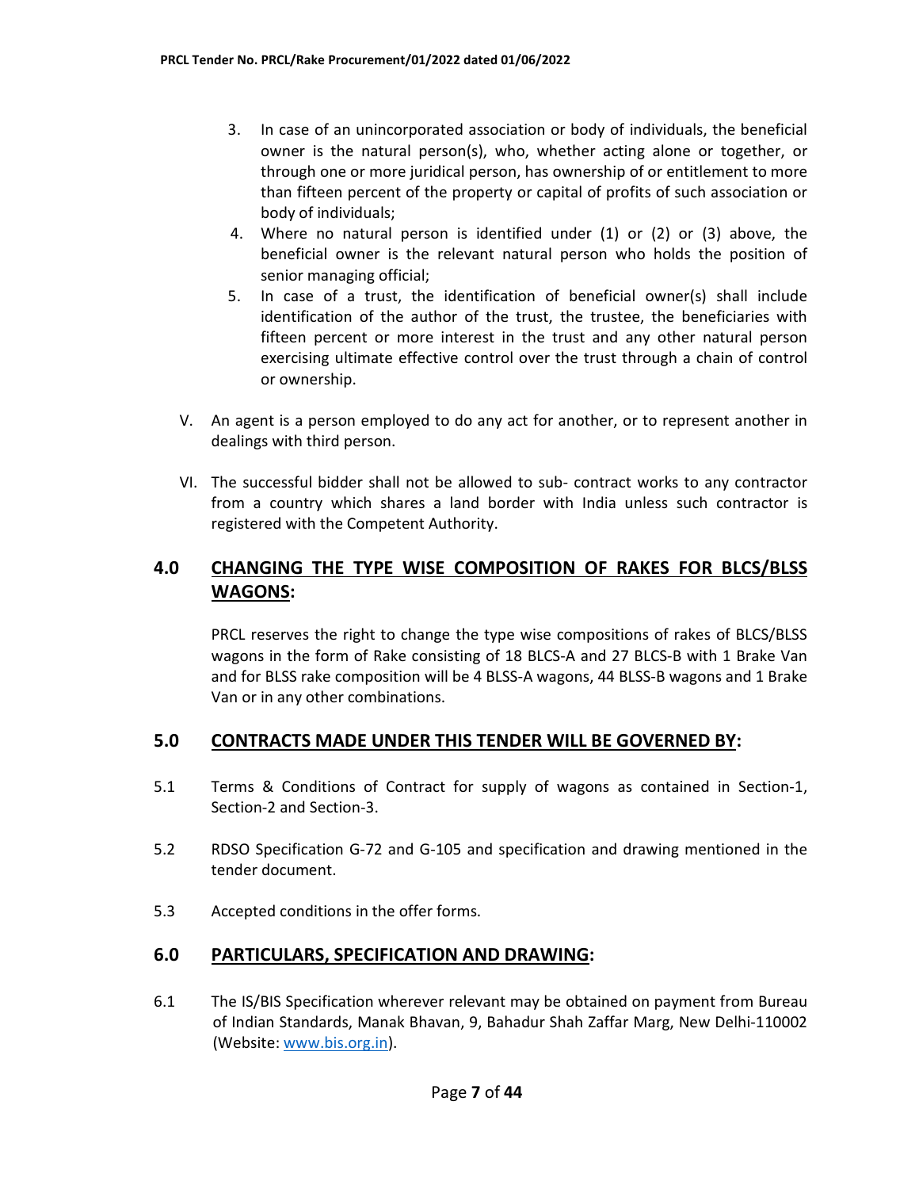3. In case of an unincorporated association or body of individuals, the beneficial owner is the natural person(s), who, whether acting alone or together, or through one or more juridical person, has ownership of or entitlement to more than fifteen percent of the property or capital of profits of such association or body of individuals;
4. Where no natural person is identified under (1) or (2) or (3) above, the beneficial owner is the relevant natural person who holds the position of senior managing official;
5. In case of a trust, the identification of beneficial owner(s) shall include identification of the author of the trust, the trustee, the beneficiaries with fifteen percent or more interest in the trust and any other natural person exercising ultimate effective control over the trust through a chain of control or ownership.

V. An agent is a person employed to do any act for another, or to represent another in dealings with third person.

VI. The successful bidder shall not be allowed to sub- contract works to any contractor from a country which shares a land border with India unless such contractor is registered with the Competent Authority.

## 4.0 CHANGING THE TYPE WISE COMPOSITION OF RAKES FOR BLCS/BLSS WAGONS:

PRCL reserves the right to change the type wise compositions of rakes of BLCS/BLSS wagons in the form of Rake consisting of 18 BLCS-A and 27 BLCS-B with 1 Brake Van and for BLSS rake composition will be 4 BLSS-A wagons, 44 BLSS-B wagons and 1 Brake Van or in any other combinations.

## 5.0 CONTRACTS MADE UNDER THIS TENDER WILL BE GOVERNED BY:

5.1 Terms & Conditions of Contract for supply of wagons as contained in Section-1, Section-2 and Section-3.

5.2 RDSO Specification G-72 and G-105 and specification and drawing mentioned in the tender document.

5.3 Accepted conditions in the offer forms.

## 6.0 PARTICULARS, SPECIFICATION AND DRAWING:

6.1 The IS/BIS Specification wherever relevant may be obtained on payment from Bureau of Indian Standards, Manak Bhavan, 9, Bahadur Shah Zaffar Marg, New Delhi-110002 (Website: www.bis.org.in).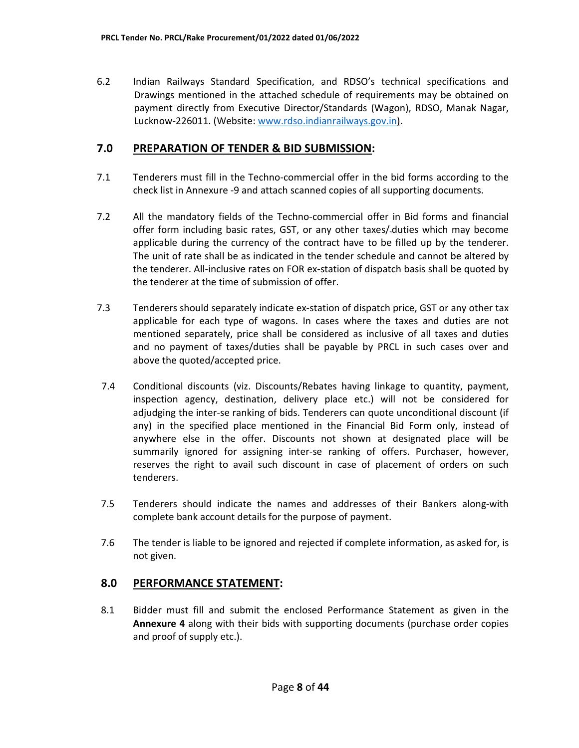6.2 Indian Railways Standard Specification, and RDSO's technical specifications and Drawings mentioned in the attached schedule of requirements may be obtained on payment directly from Executive Director/Standards (Wagon), RDSO, Manak Nagar, Lucknow-226011. (Website: www.rdso.indianrailways.gov.in).

## 7.0 PREPARATION OF TENDER & BID SUBMISSION:

7.1 Tenderers must fill in the Techno-commercial offer in the bid forms according to the check list in Annexure -9 and attach scanned copies of all supporting documents.

7.2 All the mandatory fields of the Techno-commercial offer in Bid forms and financial offer form including basic rates, GST, or any other taxes/ duties which may become applicable during the currency of the contract have to be filled up by the tenderer. The unit of rate shall be as indicated in the tender schedule and cannot be altered by the tenderer. All-inclusive rates on FOR ex-station of dispatch basis shall be quoted by the tenderer at the time of submission of offer.

7.3 Tenderers should separately indicate ex-station of dispatch price, GST or any other tax applicable for each type of wagons. In cases where the taxes and duties are not mentioned separately, price shall be considered as inclusive of all taxes and duties and no payment of taxes/duties shall be payable by PRCL in such cases over and above the quoted/accepted price.

7.4 Conditional discounts (viz. Discounts/Rebates having linkage to quantity, payment, inspection agency, destination, delivery place etc.) will not be considered for adjudging the inter-se ranking of bids. Tenderers can quote unconditional discount (if any) in the specified place mentioned in the Financial Bid Form only, instead of anywhere else in the offer. Discounts not shown at designated place will be summarily ignored for assigning inter-se ranking of offers. Purchaser, however, reserves the right to avail such discount in case of placement of orders on such tenderers.

7.5 Tenderers should indicate the names and addresses of their Bankers along-with complete bank account details for the purpose of payment.

7.6 The tender is liable to be ignored and rejected if complete information, as asked for, is not given.

## 8.0 PERFORMANCE STATEMENT:

8.1 Bidder must fill and submit the enclosed Performance Statement as given in the **Annexure 4** along with their bids with supporting documents (purchase order copies and proof of supply etc.).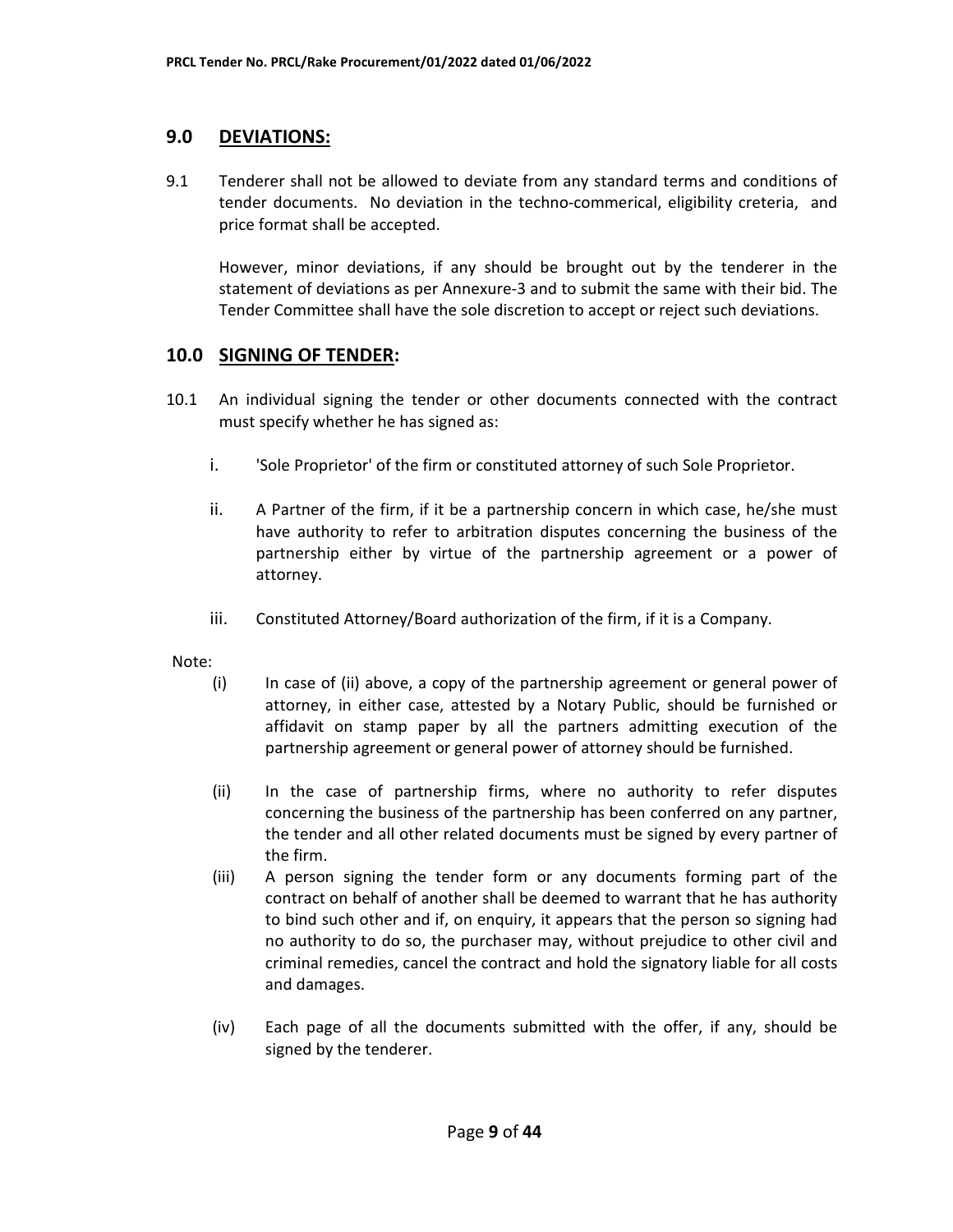## 9.0 DEVIATIONS:

9.1 Tenderer shall not be allowed to deviate from any standard terms and conditions of tender documents. No deviation in the techno-commerical, eligibility creteria, and price format shall be accepted.

However, minor deviations, if any should be brought out by the tenderer in the statement of deviations as per Annexure-3 and to submit the same with their bid. The Tender Committee shall have the sole discretion to accept or reject such deviations.

## 10.0 SIGNING OF TENDER:

10.1 An individual signing the tender or other documents connected with the contract must specify whether he has signed as:

i. 'Sole Proprietor' of the firm or constituted attorney of such Sole Proprietor.

ii. A Partner of the firm, if it be a partnership concern in which case, he/she must have authority to refer to arbitration disputes concerning the business of the partnership either by virtue of the partnership agreement or a power of attorney.

iii. Constituted Attorney/Board authorization of the firm, if it is a Company.

Note:

(i) In case of (ii) above, a copy of the partnership agreement or general power of attorney, in either case, attested by a Notary Public, should be furnished or affidavit on stamp paper by all the partners admitting execution of the partnership agreement or general power of attorney should be furnished.

(ii) In the case of partnership firms, where no authority to refer disputes concerning the business of the partnership has been conferred on any partner, the tender and all other related documents must be signed by every partner of the firm.

(iii) A person signing the tender form or any documents forming part of the contract on behalf of another shall be deemed to warrant that he has authority to bind such other and if, on enquiry, it appears that the person so signing had no authority to do so, the purchaser may, without prejudice to other civil and criminal remedies, cancel the contract and hold the signatory liable for all costs and damages.

(iv) Each page of all the documents submitted with the offer, if any, should be signed by the tenderer.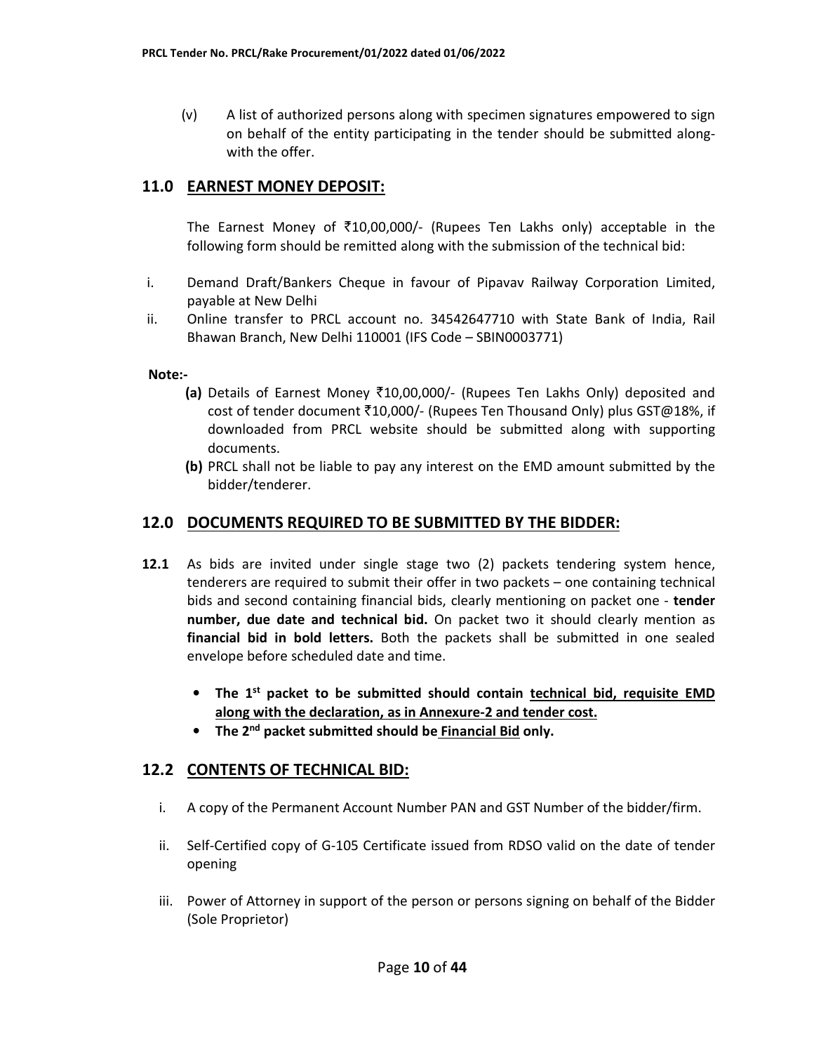(v) A list of authorized persons along with specimen signatures empowered to sign on behalf of the entity participating in the tender should be submitted along-with the offer.

## 11.0 <u>EARNEST MONEY DEPOSIT:</u>

The Earnest Money of ₹10,00,000/- (Rupees Ten Lakhs only) acceptable in the following form should be remitted along with the submission of the technical bid:

i. Demand Draft/Bankers Cheque in favour of Pipavav Railway Corporation Limited, payable at New Delhi

ii. Online transfer to PRCL account no. 34542647710 with State Bank of India, Rail Bhawan Branch, New Delhi 110001 (IFS Code – SBIN0003771)

**Note:-**

**(a)** Details of Earnest Money ₹10,00,000/- (Rupees Ten Lakhs Only) deposited and cost of tender document ₹10,000/- (Rupees Ten Thousand Only) plus GST@18%, if downloaded from PRCL website should be submitted along with supporting documents.

**(b)** PRCL shall not be liable to pay any interest on the EMD amount submitted by the bidder/tenderer.

## 12.0 <u>DOCUMENTS REQUIRED TO BE SUBMITTED BY THE BIDDER:</u>

**12.1** As bids are invited under single stage two (2) packets tendering system hence, tenderers are required to submit their offer in two packets – one containing technical bids and second containing financial bids, clearly mentioning on packet one - **tender number, due date and technical bid.** On packet two it should clearly mention as **financial bid in bold letters.** Both the packets shall be submitted in one sealed envelope before scheduled date and time.

- **The 1st packet to be submitted should contain <u>technical bid, requisite EMD along with the declaration, as in Annexure-2 and tender cost.</u>**
- **The 2nd packet submitted should be <u>Financial Bid</u> only.**

## 12.2 <u>CONTENTS OF TECHNICAL BID:</u>

i. A copy of the Permanent Account Number PAN and GST Number of the bidder/firm.

ii. Self-Certified copy of G-105 Certificate issued from RDSO valid on the date of tender opening

iii. Power of Attorney in support of the person or persons signing on behalf of the Bidder (Sole Proprietor)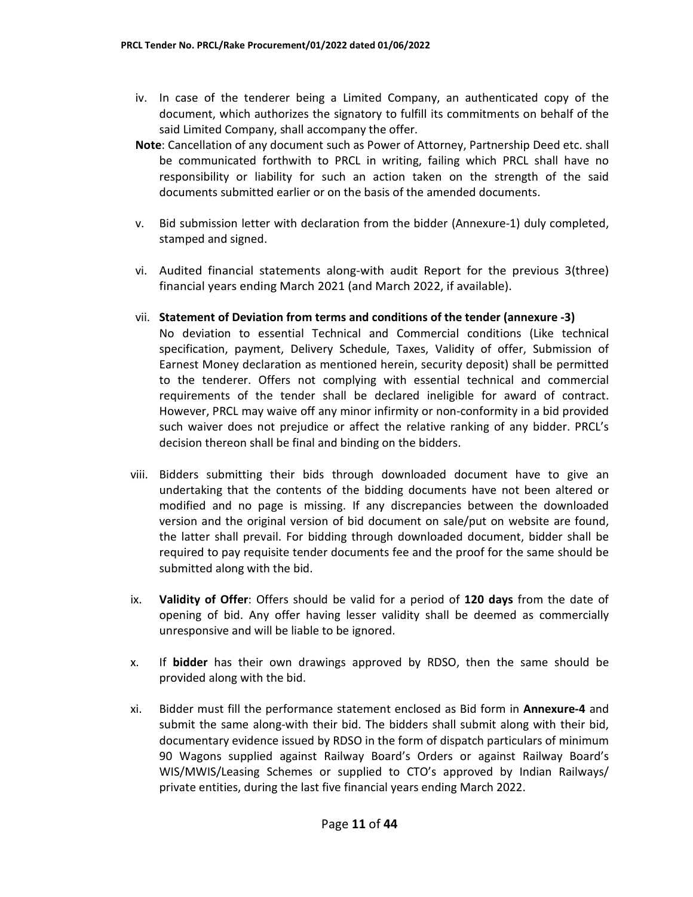iv. In case of the tenderer being a Limited Company, an authenticated copy of the document, which authorizes the signatory to fulfill its commitments on behalf of the said Limited Company, shall accompany the offer.

**Note**: Cancellation of any document such as Power of Attorney, Partnership Deed etc. shall be communicated forthwith to PRCL in writing, failing which PRCL shall have no responsibility or liability for such an action taken on the strength of the said documents submitted earlier or on the basis of the amended documents.

v. Bid submission letter with declaration from the bidder (Annexure-1) duly completed, stamped and signed.

vi. Audited financial statements along-with audit Report for the previous 3(three) financial years ending March 2021 (and March 2022, if available).

vii. **Statement of Deviation from terms and conditions of the tender (annexure -3)**
No deviation to essential Technical and Commercial conditions (Like technical specification, payment, Delivery Schedule, Taxes, Validity of offer, Submission of Earnest Money declaration as mentioned herein, security deposit) shall be permitted to the tenderer. Offers not complying with essential technical and commercial requirements of the tender shall be declared ineligible for award of contract. However, PRCL may waive off any minor infirmity or non-conformity in a bid provided such waiver does not prejudice or affect the relative ranking of any bidder. PRCL's decision thereon shall be final and binding on the bidders.

viii. Bidders submitting their bids through downloaded document have to give an undertaking that the contents of the bidding documents have not been altered or modified and no page is missing. If any discrepancies between the downloaded version and the original version of bid document on sale/put on website are found, the latter shall prevail. For bidding through downloaded document, bidder shall be required to pay requisite tender documents fee and the proof for the same should be submitted along with the bid.

ix. **Validity of Offer**: Offers should be valid for a period of **120 days** from the date of opening of bid. Any offer having lesser validity shall be deemed as commercially unresponsive and will be liable to be ignored.

x. If **bidder** has their own drawings approved by RDSO, then the same should be provided along with the bid.

xi. Bidder must fill the performance statement enclosed as Bid form in **Annexure-4** and submit the same along-with their bid. The bidders shall submit along with their bid, documentary evidence issued by RDSO in the form of dispatch particulars of minimum 90 Wagons supplied against Railway Board's Orders or against Railway Board's WIS/MWIS/Leasing Schemes or supplied to CTO's approved by Indian Railways/ private entities, during the last five financial years ending March 2022.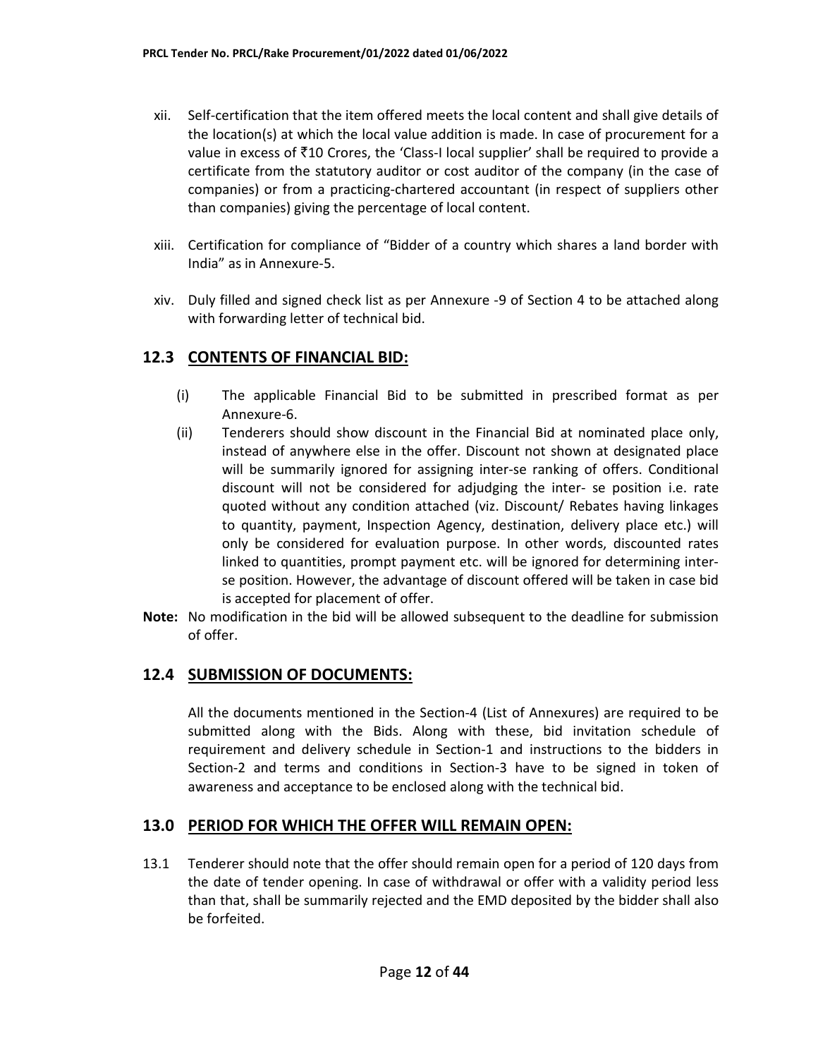xii. Self-certification that the item offered meets the local content and shall give details of the location(s) at which the local value addition is made. In case of procurement for a value in excess of ₹10 Crores, the 'Class-I local supplier' shall be required to provide a certificate from the statutory auditor or cost auditor of the company (in the case of companies) or from a practicing-chartered accountant (in respect of suppliers other than companies) giving the percentage of local content.

xiii. Certification for compliance of "Bidder of a country which shares a land border with India" as in Annexure-5.

xiv. Duly filled and signed check list as per Annexure -9 of Section 4 to be attached along with forwarding letter of technical bid.

## 12.3 CONTENTS OF FINANCIAL BID:

(i) The applicable Financial Bid to be submitted in prescribed format as per Annexure-6.

(ii) Tenderers should show discount in the Financial Bid at nominated place only, instead of anywhere else in the offer. Discount not shown at designated place will be summarily ignored for assigning inter-se ranking of offers. Conditional discount will not be considered for adjudging the inter- se position i.e. rate quoted without any condition attached (viz. Discount/ Rebates having linkages to quantity, payment, Inspection Agency, destination, delivery place etc.) will only be considered for evaluation purpose. In other words, discounted rates linked to quantities, prompt payment etc. will be ignored for determining inter-se position. However, the advantage of discount offered will be taken in case bid is accepted for placement of offer.

**Note:** No modification in the bid will be allowed subsequent to the deadline for submission of offer.

## 12.4 SUBMISSION OF DOCUMENTS:

All the documents mentioned in the Section-4 (List of Annexures) are required to be submitted along with the Bids. Along with these, bid invitation schedule of requirement and delivery schedule in Section-1 and instructions to the bidders in Section-2 and terms and conditions in Section-3 have to be signed in token of awareness and acceptance to be enclosed along with the technical bid.

## 13.0 PERIOD FOR WHICH THE OFFER WILL REMAIN OPEN:

13.1 Tenderer should note that the offer should remain open for a period of 120 days from the date of tender opening. In case of withdrawal or offer with a validity period less than that, shall be summarily rejected and the EMD deposited by the bidder shall also be forfeited.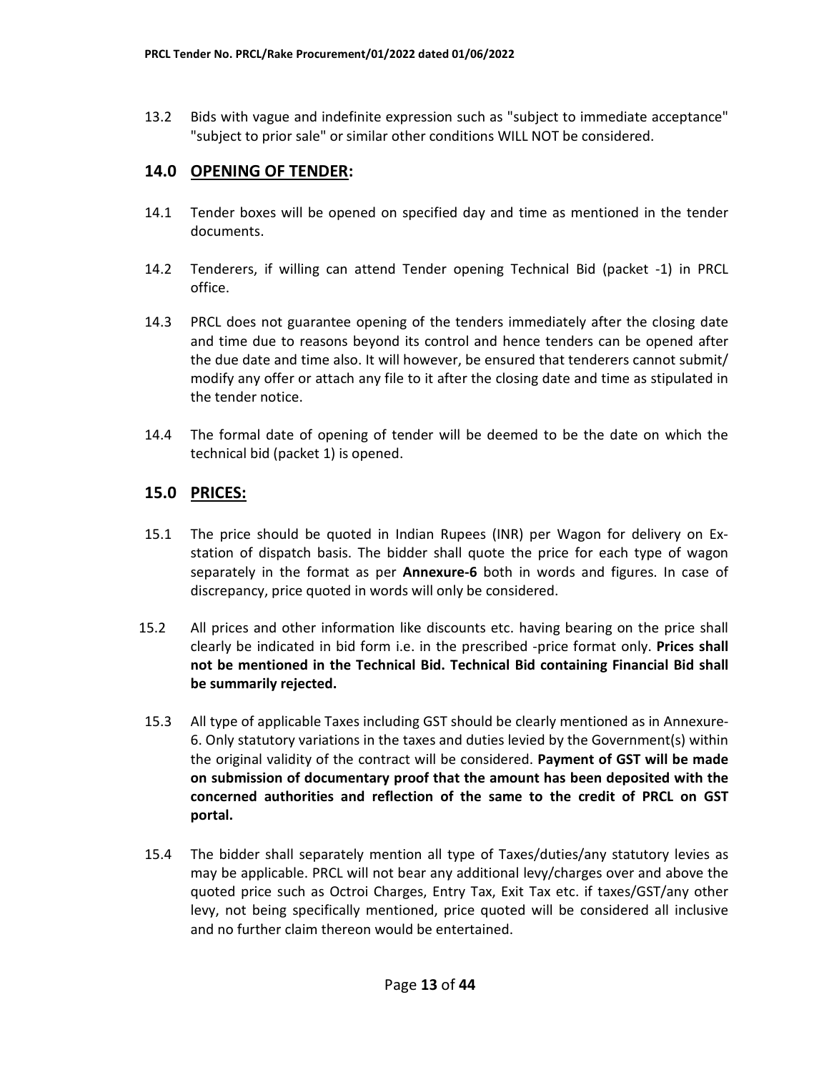13.2 Bids with vague and indefinite expression such as "subject to immediate acceptance" "subject to prior sale" or similar other conditions WILL NOT be considered.

## 14.0 OPENING OF TENDER:

14.1 Tender boxes will be opened on specified day and time as mentioned in the tender documents.

14.2 Tenderers, if willing can attend Tender opening Technical Bid (packet -1) in PRCL office.

14.3 PRCL does not guarantee opening of the tenders immediately after the closing date and time due to reasons beyond its control and hence tenders can be opened after the due date and time also. It will however, be ensured that tenderers cannot submit/ modify any offer or attach any file to it after the closing date and time as stipulated in the tender notice.

14.4 The formal date of opening of tender will be deemed to be the date on which the technical bid (packet 1) is opened.

## 15.0 PRICES:

15.1 The price should be quoted in Indian Rupees (INR) per Wagon for delivery on Ex-station of dispatch basis. The bidder shall quote the price for each type of wagon separately in the format as per **Annexure-6** both in words and figures. In case of discrepancy, price quoted in words will only be considered.

15.2 All prices and other information like discounts etc. having bearing on the price shall clearly be indicated in bid form i.e. in the prescribed -price format only. **Prices shall not be mentioned in the Technical Bid. Technical Bid containing Financial Bid shall be summarily rejected.**

15.3 All type of applicable Taxes including GST should be clearly mentioned as in Annexure-6. Only statutory variations in the taxes and duties levied by the Government(s) within the original validity of the contract will be considered. **Payment of GST will be made on submission of documentary proof that the amount has been deposited with the concerned authorities and reflection of the same to the credit of PRCL on GST portal.**

15.4 The bidder shall separately mention all type of Taxes/duties/any statutory levies as may be applicable. PRCL will not bear any additional levy/charges over and above the quoted price such as Octroi Charges, Entry Tax, Exit Tax etc. if taxes/GST/any other levy, not being specifically mentioned, price quoted will be considered all inclusive and no further claim thereon would be entertained.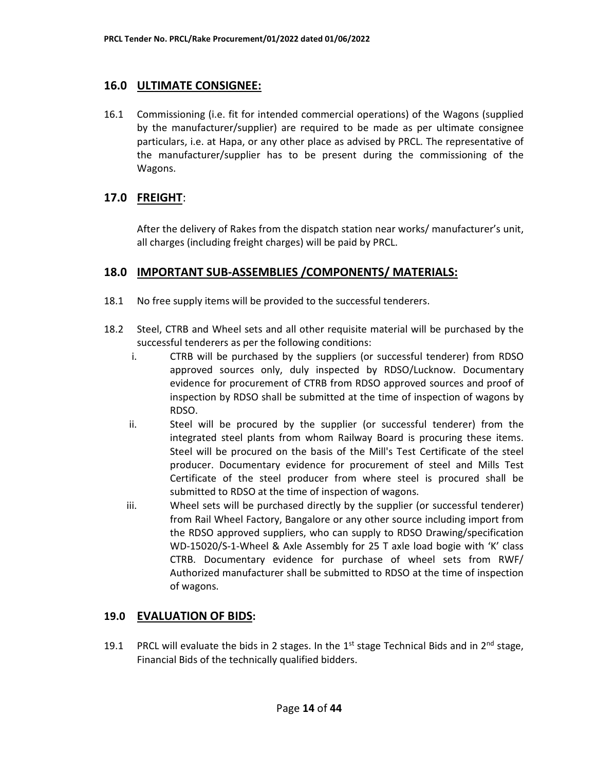## 16.0 ULTIMATE CONSIGNEE:

16.1 Commissioning (i.e. fit for intended commercial operations) of the Wagons (supplied by the manufacturer/supplier) are required to be made as per ultimate consignee particulars, i.e. at Hapa, or any other place as advised by PRCL. The representative of the manufacturer/supplier has to be present during the commissioning of the Wagons.

## 17.0 FREIGHT:

After the delivery of Rakes from the dispatch station near works/ manufacturer's unit, all charges (including freight charges) will be paid by PRCL.

## 18.0 IMPORTANT SUB-ASSEMBLIES /COMPONENTS/ MATERIALS:

18.1 No free supply items will be provided to the successful tenderers.

18.2 Steel, CTRB and Wheel sets and all other requisite material will be purchased by the successful tenderers as per the following conditions:

i. CTRB will be purchased by the suppliers (or successful tenderer) from RDSO approved sources only, duly inspected by RDSO/Lucknow. Documentary evidence for procurement of CTRB from RDSO approved sources and proof of inspection by RDSO shall be submitted at the time of inspection of wagons by RDSO.

ii. Steel will be procured by the supplier (or successful tenderer) from the integrated steel plants from whom Railway Board is procuring these items. Steel will be procured on the basis of the Mill's Test Certificate of the steel producer. Documentary evidence for procurement of steel and Mills Test Certificate of the steel producer from where steel is procured shall be submitted to RDSO at the time of inspection of wagons.

iii. Wheel sets will be purchased directly by the supplier (or successful tenderer) from Rail Wheel Factory, Bangalore or any other source including import from the RDSO approved suppliers, who can supply to RDSO Drawing/specification WD-15020/S-1-Wheel & Axle Assembly for 25 T axle load bogie with 'K' class CTRB. Documentary evidence for purchase of wheel sets from RWF/ Authorized manufacturer shall be submitted to RDSO at the time of inspection of wagons.

## 19.0 EVALUATION OF BIDS:

19.1 PRCL will evaluate the bids in 2 stages. In the 1st stage Technical Bids and in 2nd stage, Financial Bids of the technically qualified bidders.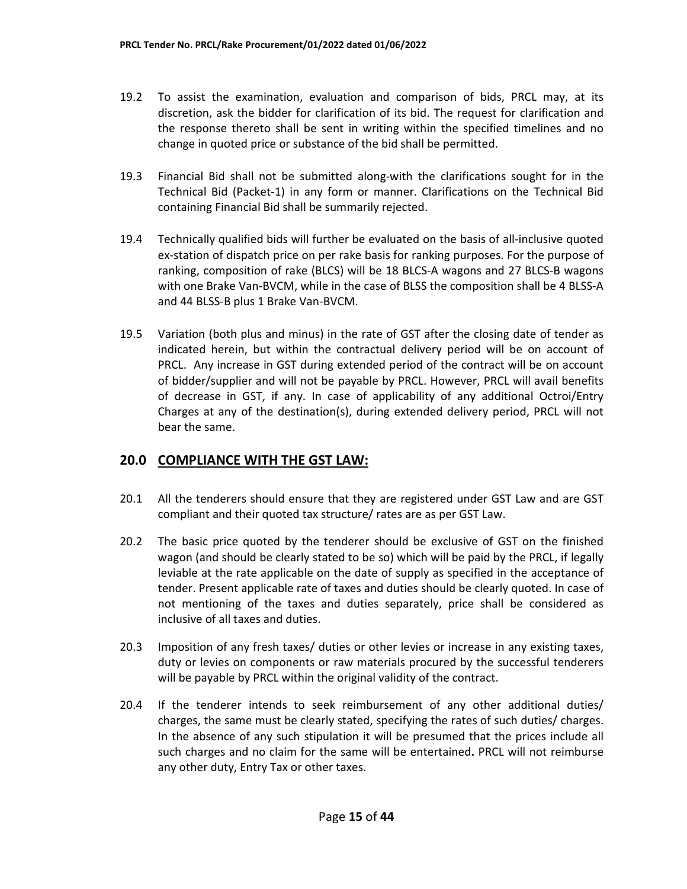19.2 To assist the examination, evaluation and comparison of bids, PRCL may, at its discretion, ask the bidder for clarification of its bid. The request for clarification and the response thereto shall be sent in writing within the specified timelines and no change in quoted price or substance of the bid shall be permitted.

19.3 Financial Bid shall not be submitted along-with the clarifications sought for in the Technical Bid (Packet-1) in any form or manner. Clarifications on the Technical Bid containing Financial Bid shall be summarily rejected.

19.4 Technically qualified bids will further be evaluated on the basis of all-inclusive quoted ex-station of dispatch price on per rake basis for ranking purposes. For the purpose of ranking, composition of rake (BLCS) will be 18 BLCS-A wagons and 27 BLCS-B wagons with one Brake Van-BVCM, while in the case of BLSS the composition shall be 4 BLSS-A and 44 BLSS-B plus 1 Brake Van-BVCM.

19.5 Variation (both plus and minus) in the rate of GST after the closing date of tender as indicated herein, but within the contractual delivery period will be on account of PRCL. Any increase in GST during extended period of the contract will be on account of bidder/supplier and will not be payable by PRCL. However, PRCL will avail benefits of decrease in GST, if any. In case of applicability of any additional Octroi/Entry Charges at any of the destination(s), during extended delivery period, PRCL will not bear the same.

## 20.0 COMPLIANCE WITH THE GST LAW:

20.1 All the tenderers should ensure that they are registered under GST Law and are GST compliant and their quoted tax structure/ rates are as per GST Law.

20.2 The basic price quoted by the tenderer should be exclusive of GST on the finished wagon (and should be clearly stated to be so) which will be paid by the PRCL, if legally leviable at the rate applicable on the date of supply as specified in the acceptance of tender. Present applicable rate of taxes and duties should be clearly quoted. In case of not mentioning of the taxes and duties separately, price shall be considered as inclusive of all taxes and duties.

20.3 Imposition of any fresh taxes/ duties or other levies or increase in any existing taxes, duty or levies on components or raw materials procured by the successful tenderers will be payable by PRCL within the original validity of the contract.

20.4 If the tenderer intends to seek reimbursement of any other additional duties/ charges, the same must be clearly stated, specifying the rates of such duties/ charges. In the absence of any such stipulation it will be presumed that the prices include all such charges and no claim for the same will be entertained**.** PRCL will not reimburse any other duty, Entry Tax or other taxes.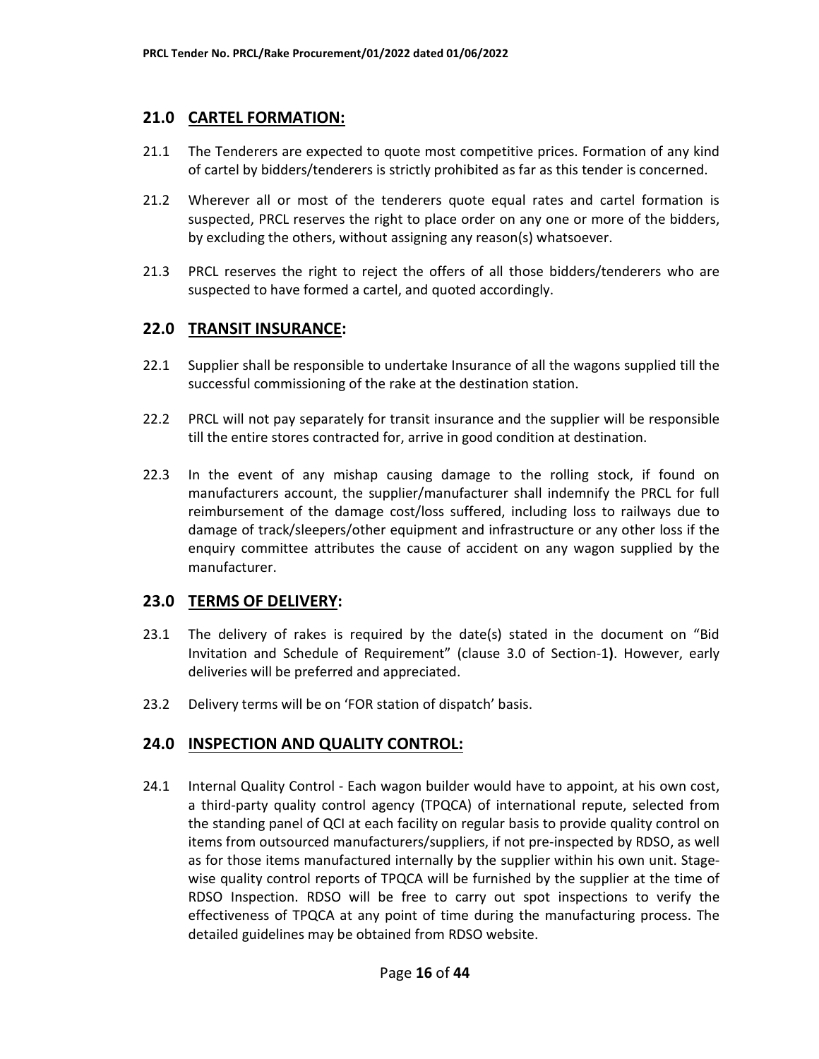## 21.0 CARTEL FORMATION:

21.1 The Tenderers are expected to quote most competitive prices. Formation of any kind of cartel by bidders/tenderers is strictly prohibited as far as this tender is concerned.

21.2 Wherever all or most of the tenderers quote equal rates and cartel formation is suspected, PRCL reserves the right to place order on any one or more of the bidders, by excluding the others, without assigning any reason(s) whatsoever.

21.3 PRCL reserves the right to reject the offers of all those bidders/tenderers who are suspected to have formed a cartel, and quoted accordingly.

## 22.0 TRANSIT INSURANCE:

22.1 Supplier shall be responsible to undertake Insurance of all the wagons supplied till the successful commissioning of the rake at the destination station.

22.2 PRCL will not pay separately for transit insurance and the supplier will be responsible till the entire stores contracted for, arrive in good condition at destination.

22.3 In the event of any mishap causing damage to the rolling stock, if found on manufacturers account, the supplier/manufacturer shall indemnify the PRCL for full reimbursement of the damage cost/loss suffered, including loss to railways due to damage of track/sleepers/other equipment and infrastructure or any other loss if the enquiry committee attributes the cause of accident on any wagon supplied by the manufacturer.

## 23.0 TERMS OF DELIVERY:

23.1 The delivery of rakes is required by the date(s) stated in the document on "Bid Invitation and Schedule of Requirement" (clause 3.0 of Section-1**)**. However, early deliveries will be preferred and appreciated.

23.2 Delivery terms will be on 'FOR station of dispatch' basis.

## 24.0 INSPECTION AND QUALITY CONTROL:

24.1 Internal Quality Control - Each wagon builder would have to appoint, at his own cost, a third-party quality control agency (TPQCA) of international repute, selected from the standing panel of QCI at each facility on regular basis to provide quality control on items from outsourced manufacturers/suppliers, if not pre-inspected by RDSO, as well as for those items manufactured internally by the supplier within his own unit. Stage-wise quality control reports of TPQCA will be furnished by the supplier at the time of RDSO Inspection. RDSO will be free to carry out spot inspections to verify the effectiveness of TPQCA at any point of time during the manufacturing process. The detailed guidelines may be obtained from RDSO website.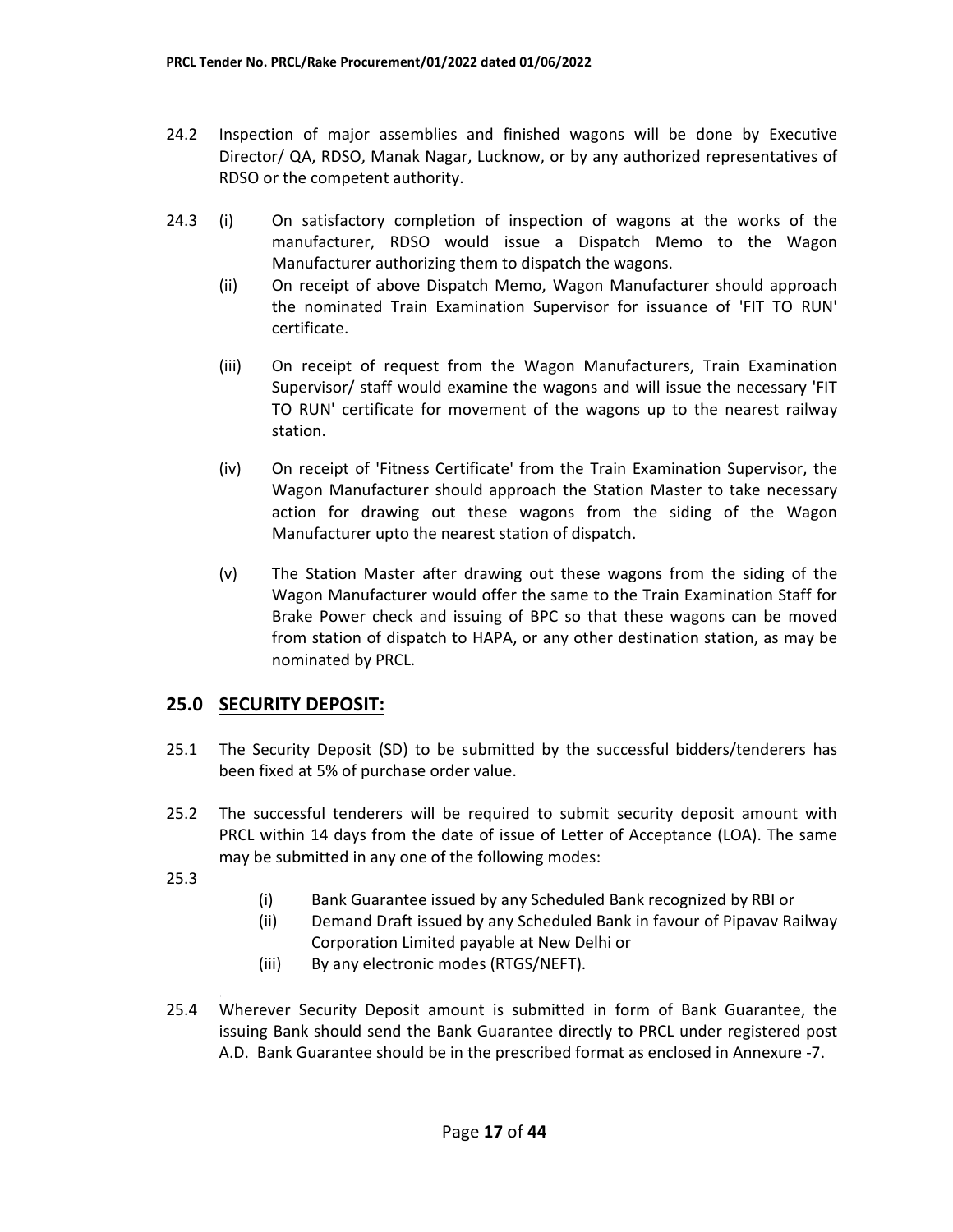24.2 Inspection of major assemblies and finished wagons will be done by Executive Director/ QA, RDSO, Manak Nagar, Lucknow, or by any authorized representatives of RDSO or the competent authority.

24.3 (i) On satisfactory completion of inspection of wagons at the works of the manufacturer, RDSO would issue a Dispatch Memo to the Wagon Manufacturer authorizing them to dispatch the wagons.

(ii) On receipt of above Dispatch Memo, Wagon Manufacturer should approach the nominated Train Examination Supervisor for issuance of 'FIT TO RUN' certificate.

(iii) On receipt of request from the Wagon Manufacturers, Train Examination Supervisor/ staff would examine the wagons and will issue the necessary 'FIT TO RUN' certificate for movement of the wagons up to the nearest railway station.

(iv) On receipt of 'Fitness Certificate' from the Train Examination Supervisor, the Wagon Manufacturer should approach the Station Master to take necessary action for drawing out these wagons from the siding of the Wagon Manufacturer upto the nearest station of dispatch.

(v) The Station Master after drawing out these wagons from the siding of the Wagon Manufacturer would offer the same to the Train Examination Staff for Brake Power check and issuing of BPC so that these wagons can be moved from station of dispatch to HAPA, or any other destination station, as may be nominated by PRCL.

## 25.0 SECURITY DEPOSIT:

25.1 The Security Deposit (SD) to be submitted by the successful bidders/tenderers has been fixed at 5% of purchase order value.

25.2 The successful tenderers will be required to submit security deposit amount with PRCL within 14 days from the date of issue of Letter of Acceptance (LOA). The same may be submitted in any one of the following modes:

25.3

(i) Bank Guarantee issued by any Scheduled Bank recognized by RBI or

(ii) Demand Draft issued by any Scheduled Bank in favour of Pipavav Railway Corporation Limited payable at New Delhi or

(iii) By any electronic modes (RTGS/NEFT).

25.4 Wherever Security Deposit amount is submitted in form of Bank Guarantee, the issuing Bank should send the Bank Guarantee directly to PRCL under registered post A.D. Bank Guarantee should be in the prescribed format as enclosed in Annexure -7.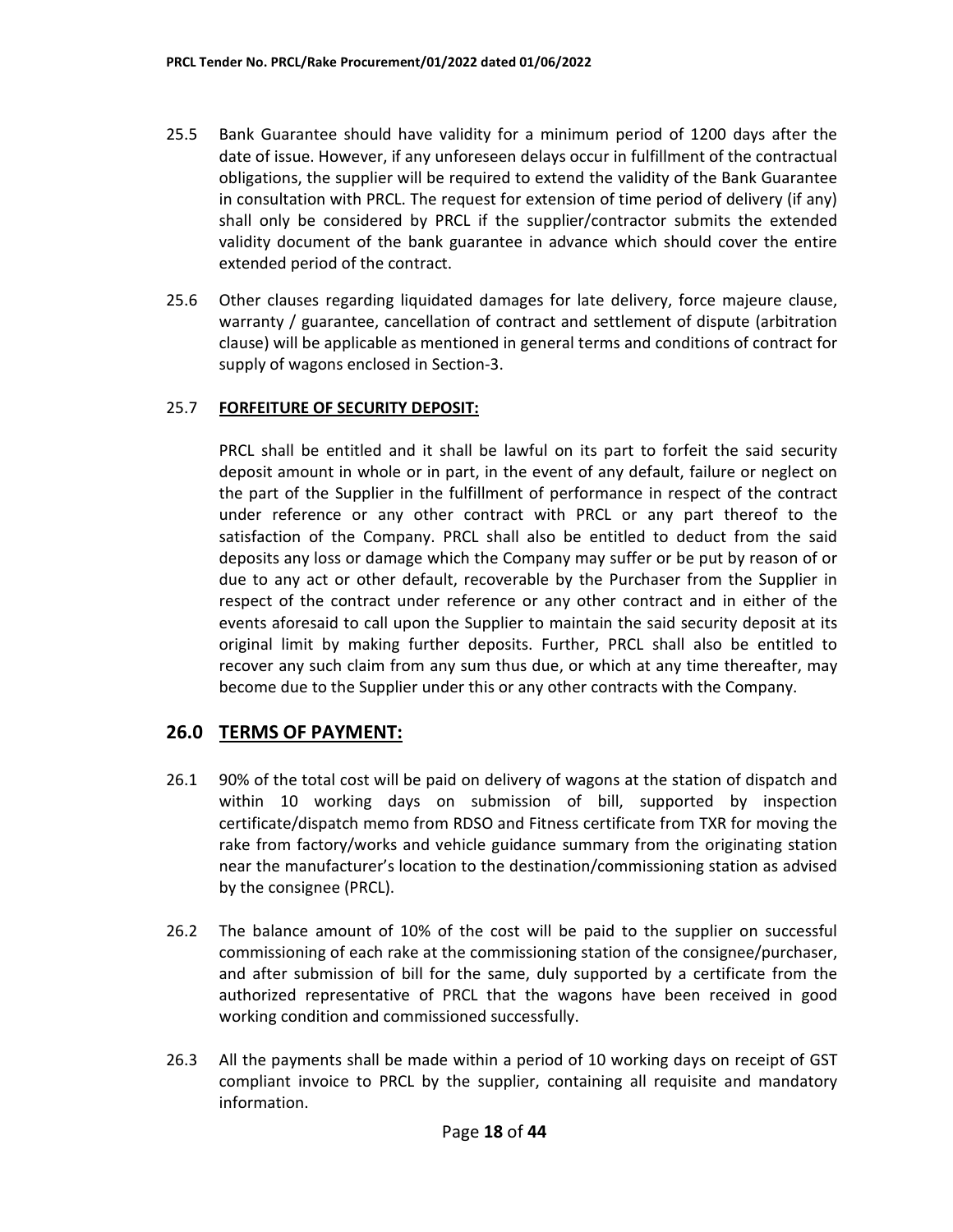25.5 Bank Guarantee should have validity for a minimum period of 1200 days after the date of issue. However, if any unforeseen delays occur in fulfillment of the contractual obligations, the supplier will be required to extend the validity of the Bank Guarantee in consultation with PRCL. The request for extension of time period of delivery (if any) shall only be considered by PRCL if the supplier/contractor submits the extended validity document of the bank guarantee in advance which should cover the entire extended period of the contract.

25.6 Other clauses regarding liquidated damages for late delivery, force majeure clause, warranty / guarantee, cancellation of contract and settlement of dispute (arbitration clause) will be applicable as mentioned in general terms and conditions of contract for supply of wagons enclosed in Section-3.

25.7 **FORFEITURE OF SECURITY DEPOSIT:**

PRCL shall be entitled and it shall be lawful on its part to forfeit the said security deposit amount in whole or in part, in the event of any default, failure or neglect on the part of the Supplier in the fulfillment of performance in respect of the contract under reference or any other contract with PRCL or any part thereof to the satisfaction of the Company. PRCL shall also be entitled to deduct from the said deposits any loss or damage which the Company may suffer or be put by reason of or due to any act or other default, recoverable by the Purchaser from the Supplier in respect of the contract under reference or any other contract and in either of the events aforesaid to call upon the Supplier to maintain the said security deposit at its original limit by making further deposits. Further, PRCL shall also be entitled to recover any such claim from any sum thus due, or which at any time thereafter, may become due to the Supplier under this or any other contracts with the Company.

## 26.0 TERMS OF PAYMENT:

26.1 90% of the total cost will be paid on delivery of wagons at the station of dispatch and within 10 working days on submission of bill, supported by inspection certificate/dispatch memo from RDSO and Fitness certificate from TXR for moving the rake from factory/works and vehicle guidance summary from the originating station near the manufacturer's location to the destination/commissioning station as advised by the consignee (PRCL).

26.2 The balance amount of 10% of the cost will be paid to the supplier on successful commissioning of each rake at the commissioning station of the consignee/purchaser, and after submission of bill for the same, duly supported by a certificate from the authorized representative of PRCL that the wagons have been received in good working condition and commissioned successfully.

26.3 All the payments shall be made within a period of 10 working days on receipt of GST compliant invoice to PRCL by the supplier, containing all requisite and mandatory information.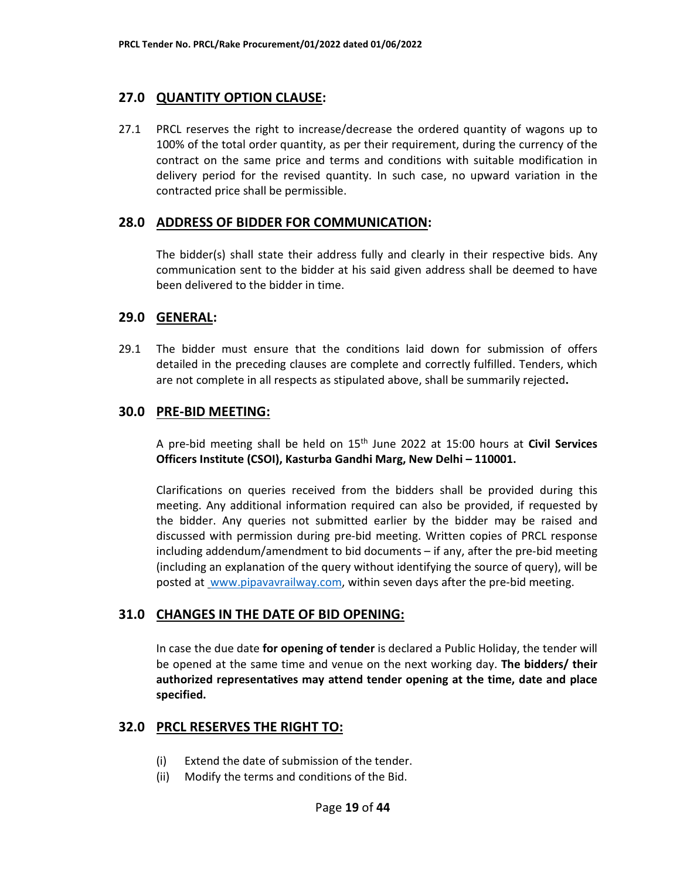## 27.0 QUANTITY OPTION CLAUSE:

27.1 PRCL reserves the right to increase/decrease the ordered quantity of wagons up to 100% of the total order quantity, as per their requirement, during the currency of the contract on the same price and terms and conditions with suitable modification in delivery period for the revised quantity. In such case, no upward variation in the contracted price shall be permissible.

## 28.0 ADDRESS OF BIDDER FOR COMMUNICATION:

The bidder(s) shall state their address fully and clearly in their respective bids. Any communication sent to the bidder at his said given address shall be deemed to have been delivered to the bidder in time.

## 29.0 GENERAL:

29.1 The bidder must ensure that the conditions laid down for submission of offers detailed in the preceding clauses are complete and correctly fulfilled. Tenders, which are not complete in all respects as stipulated above, shall be summarily rejected**.**

## 30.0 PRE-BID MEETING:

A pre-bid meeting shall be held on 15th June 2022 at 15:00 hours at **Civil Services Officers Institute (CSOI), Kasturba Gandhi Marg, New Delhi – 110001.**

Clarifications on queries received from the bidders shall be provided during this meeting. Any additional information required can also be provided, if requested by the bidder. Any queries not submitted earlier by the bidder may be raised and discussed with permission during pre-bid meeting. Written copies of PRCL response including addendum/amendment to bid documents – if any, after the pre-bid meeting (including an explanation of the query without identifying the source of query), will be posted at www.pipavavrailway.com, within seven days after the pre-bid meeting.

## 31.0 CHANGES IN THE DATE OF BID OPENING:

In case the due date **for opening of tender** is declared a Public Holiday, the tender will be opened at the same time and venue on the next working day. **The bidders/ their authorized representatives may attend tender opening at the time, date and place specified.**

## 32.0 PRCL RESERVES THE RIGHT TO:

(i) Extend the date of submission of the tender.
(ii) Modify the terms and conditions of the Bid.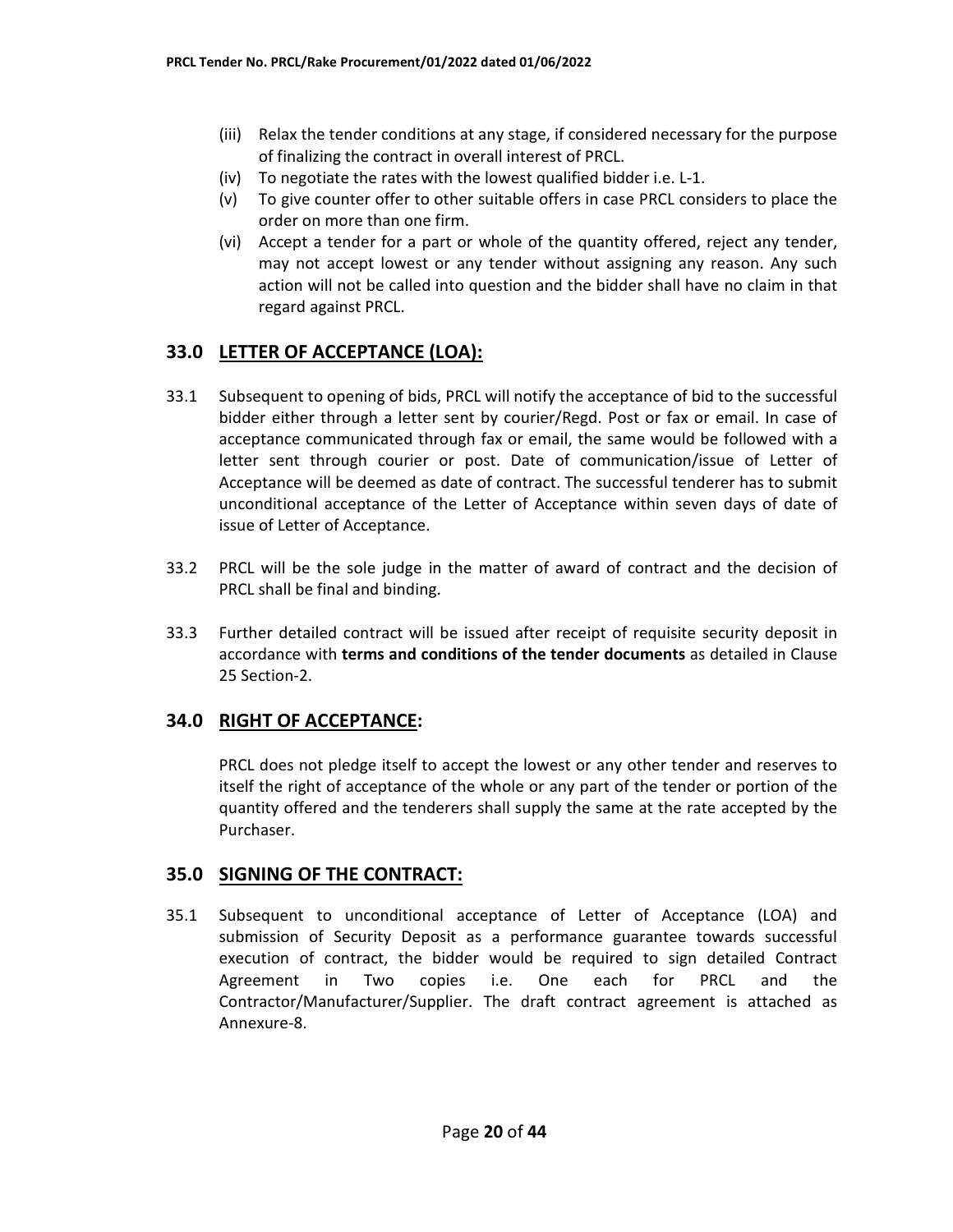(iii) Relax the tender conditions at any stage, if considered necessary for the purpose of finalizing the contract in overall interest of PRCL.

(iv) To negotiate the rates with the lowest qualified bidder i.e. L-1.

(v) To give counter offer to other suitable offers in case PRCL considers to place the order on more than one firm.

(vi) Accept a tender for a part or whole of the quantity offered, reject any tender, may not accept lowest or any tender without assigning any reason. Any such action will not be called into question and the bidder shall have no claim in that regard against PRCL.

## 33.0 LETTER OF ACCEPTANCE (LOA):

33.1 Subsequent to opening of bids, PRCL will notify the acceptance of bid to the successful bidder either through a letter sent by courier/Regd. Post or fax or email. In case of acceptance communicated through fax or email, the same would be followed with a letter sent through courier or post. Date of communication/issue of Letter of Acceptance will be deemed as date of contract. The successful tenderer has to submit unconditional acceptance of the Letter of Acceptance within seven days of date of issue of Letter of Acceptance.

33.2 PRCL will be the sole judge in the matter of award of contract and the decision of PRCL shall be final and binding.

33.3 Further detailed contract will be issued after receipt of requisite security deposit in accordance with **terms and conditions of the tender documents** as detailed in Clause 25 Section-2.

## 34.0 RIGHT OF ACCEPTANCE:

PRCL does not pledge itself to accept the lowest or any other tender and reserves to itself the right of acceptance of the whole or any part of the tender or portion of the quantity offered and the tenderers shall supply the same at the rate accepted by the Purchaser.

## 35.0 SIGNING OF THE CONTRACT:

35.1 Subsequent to unconditional acceptance of Letter of Acceptance (LOA) and submission of Security Deposit as a performance guarantee towards successful execution of contract, the bidder would be required to sign detailed Contract Agreement in Two copies i.e. One each for PRCL and the Contractor/Manufacturer/Supplier. The draft contract agreement is attached as Annexure-8.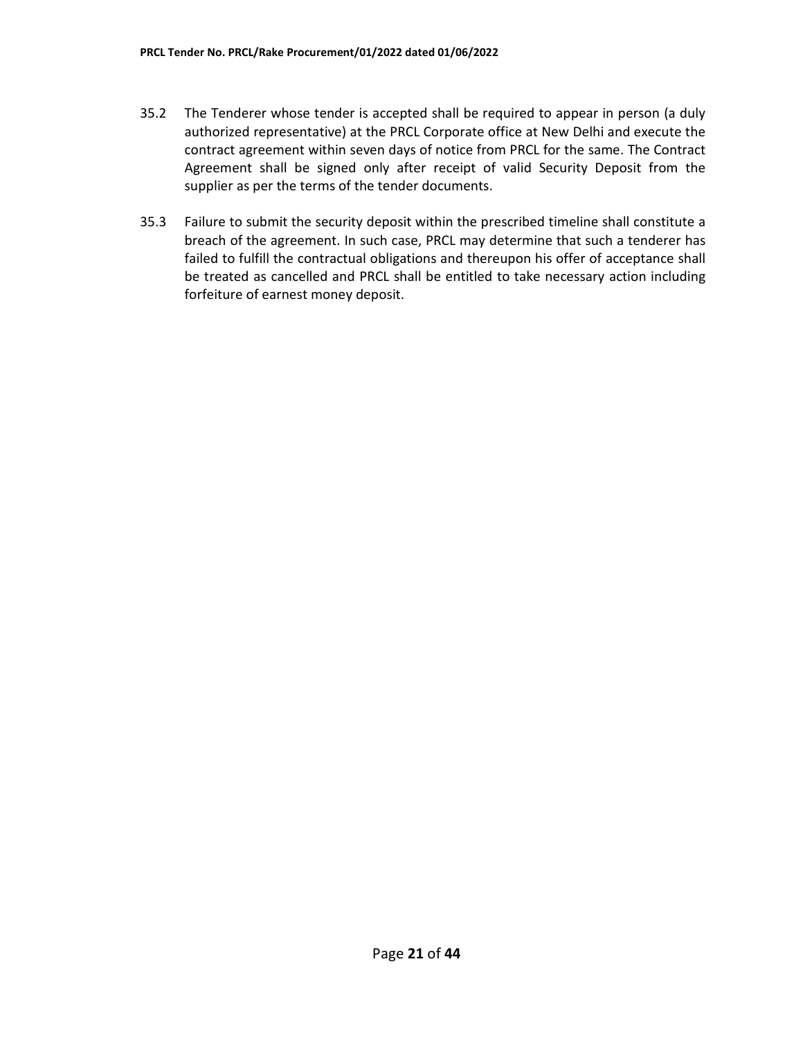35.2 The Tenderer whose tender is accepted shall be required to appear in person (a duly authorized representative) at the PRCL Corporate office at New Delhi and execute the contract agreement within seven days of notice from PRCL for the same. The Contract Agreement shall be signed only after receipt of valid Security Deposit from the supplier as per the terms of the tender documents.

35.3 Failure to submit the security deposit within the prescribed timeline shall constitute a breach of the agreement. In such case, PRCL may determine that such a tenderer has failed to fulfill the contractual obligations and thereupon his offer of acceptance shall be treated as cancelled and PRCL shall be entitled to take necessary action including forfeiture of earnest money deposit.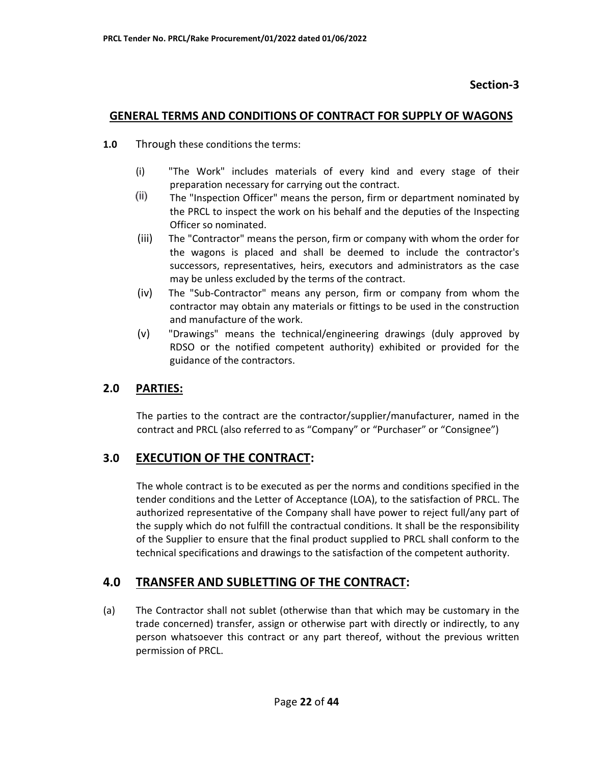**Section-3**

## GENERAL TERMS AND CONDITIONS OF CONTRACT FOR SUPPLY OF WAGONS

**1.0** Through these conditions the terms:

(i) "The Work" includes materials of every kind and every stage of their preparation necessary for carrying out the contract.

(ii) The "Inspection Officer" means the person, firm or department nominated by the PRCL to inspect the work on his behalf and the deputies of the Inspecting Officer so nominated.

(iii) The "Contractor" means the person, firm or company with whom the order for the wagons is placed and shall be deemed to include the contractor's successors, representatives, heirs, executors and administrators as the case may be unless excluded by the terms of the contract.

(iv) The "Sub-Contractor" means any person, firm or company from whom the contractor may obtain any materials or fittings to be used in the construction and manufacture of the work.

(v) "Drawings" means the technical/engineering drawings (duly approved by RDSO or the notified competent authority) exhibited or provided for the guidance of the contractors.

## 2.0 PARTIES:

The parties to the contract are the contractor/supplier/manufacturer, named in the contract and PRCL (also referred to as "Company" or "Purchaser" or "Consignee")

## 3.0 EXECUTION OF THE CONTRACT:

The whole contract is to be executed as per the norms and conditions specified in the tender conditions and the Letter of Acceptance (LOA), to the satisfaction of PRCL. The authorized representative of the Company shall have power to reject full/any part of the supply which do not fulfill the contractual conditions. It shall be the responsibility of the Supplier to ensure that the final product supplied to PRCL shall conform to the technical specifications and drawings to the satisfaction of the competent authority.

## 4.0 TRANSFER AND SUBLETTING OF THE CONTRACT:

(a) The Contractor shall not sublet (otherwise than that which may be customary in the trade concerned) transfer, assign or otherwise part with directly or indirectly, to any person whatsoever this contract or any part thereof, without the previous written permission of PRCL.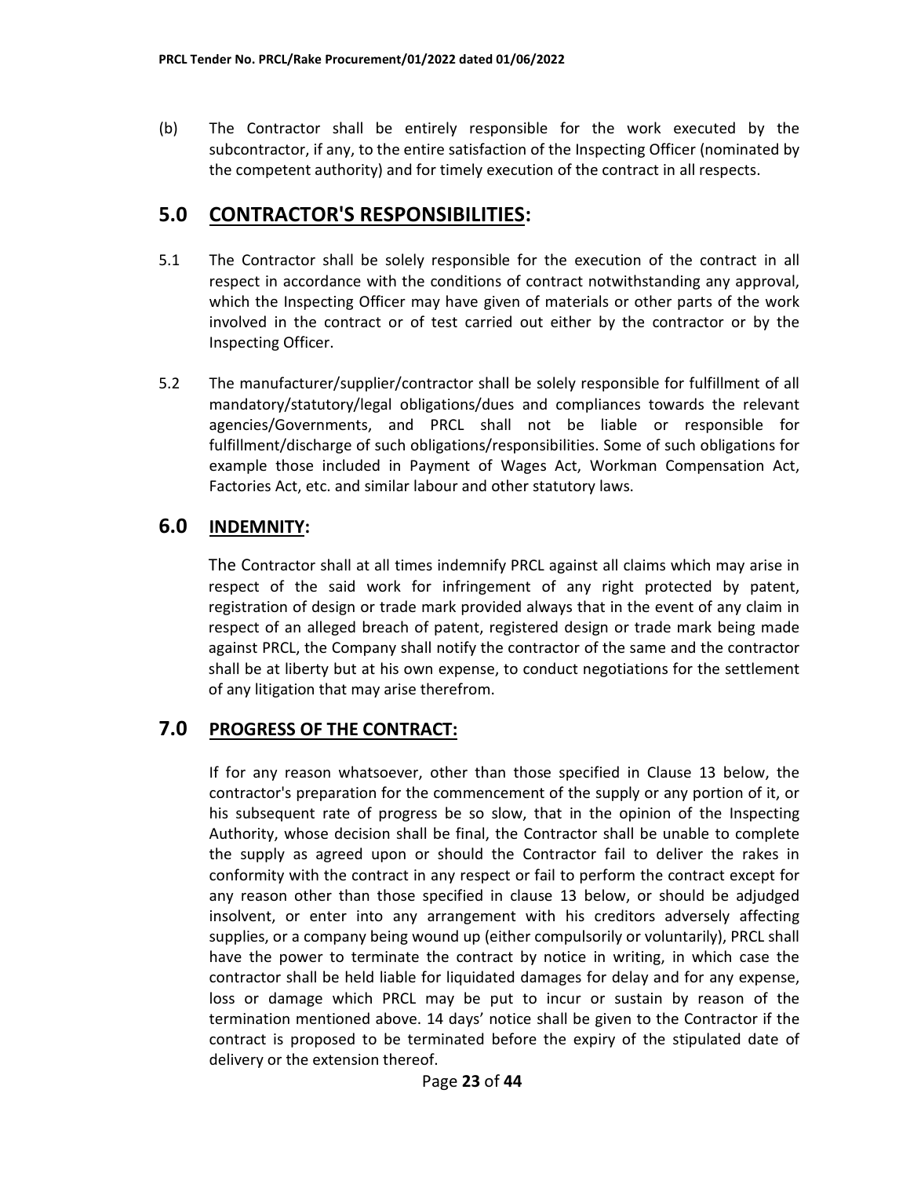(b) The Contractor shall be entirely responsible for the work executed by the subcontractor, if any, to the entire satisfaction of the Inspecting Officer (nominated by the competent authority) and for timely execution of the contract in all respects.

## 5.0 CONTRACTOR'S RESPONSIBILITIES:

5.1 The Contractor shall be solely responsible for the execution of the contract in all respect in accordance with the conditions of contract notwithstanding any approval, which the Inspecting Officer may have given of materials or other parts of the work involved in the contract or of test carried out either by the contractor or by the Inspecting Officer.

5.2 The manufacturer/supplier/contractor shall be solely responsible for fulfillment of all mandatory/statutory/legal obligations/dues and compliances towards the relevant agencies/Governments, and PRCL shall not be liable or responsible for fulfillment/discharge of such obligations/responsibilities. Some of such obligations for example those included in Payment of Wages Act, Workman Compensation Act, Factories Act, etc. and similar labour and other statutory laws.

## 6.0 INDEMNITY:

The Contractor shall at all times indemnify PRCL against all claims which may arise in respect of the said work for infringement of any right protected by patent, registration of design or trade mark provided always that in the event of any claim in respect of an alleged breach of patent, registered design or trade mark being made against PRCL, the Company shall notify the contractor of the same and the contractor shall be at liberty but at his own expense, to conduct negotiations for the settlement of any litigation that may arise therefrom.

## 7.0 PROGRESS OF THE CONTRACT:

If for any reason whatsoever, other than those specified in Clause 13 below, the contractor's preparation for the commencement of the supply or any portion of it, or his subsequent rate of progress be so slow, that in the opinion of the Inspecting Authority, whose decision shall be final, the Contractor shall be unable to complete the supply as agreed upon or should the Contractor fail to deliver the rakes in conformity with the contract in any respect or fail to perform the contract except for any reason other than those specified in clause 13 below, or should be adjudged insolvent, or enter into any arrangement with his creditors adversely affecting supplies, or a company being wound up (either compulsorily or voluntarily), PRCL shall have the power to terminate the contract by notice in writing, in which case the contractor shall be held liable for liquidated damages for delay and for any expense, loss or damage which PRCL may be put to incur or sustain by reason of the termination mentioned above. 14 days' notice shall be given to the Contractor if the contract is proposed to be terminated before the expiry of the stipulated date of delivery or the extension thereof.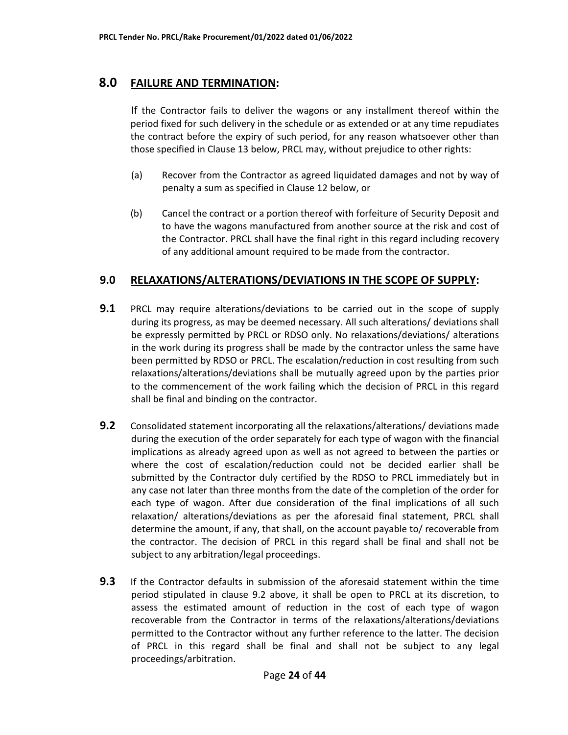## 8.0 FAILURE AND TERMINATION:

If the Contractor fails to deliver the wagons or any installment thereof within the period fixed for such delivery in the schedule or as extended or at any time repudiates the contract before the expiry of such period, for any reason whatsoever other than those specified in Clause 13 below, PRCL may, without prejudice to other rights:

(a) Recover from the Contractor as agreed liquidated damages and not by way of penalty a sum as specified in Clause 12 below, or

(b) Cancel the contract or a portion thereof with forfeiture of Security Deposit and to have the wagons manufactured from another source at the risk and cost of the Contractor. PRCL shall have the final right in this regard including recovery of any additional amount required to be made from the contractor.

## 9.0 RELAXATIONS/ALTERATIONS/DEVIATIONS IN THE SCOPE OF SUPPLY:

**9.1** PRCL may require alterations/deviations to be carried out in the scope of supply during its progress, as may be deemed necessary. All such alterations/ deviations shall be expressly permitted by PRCL or RDSO only. No relaxations/deviations/ alterations in the work during its progress shall be made by the contractor unless the same have been permitted by RDSO or PRCL. The escalation/reduction in cost resulting from such relaxations/alterations/deviations shall be mutually agreed upon by the parties prior to the commencement of the work failing which the decision of PRCL in this regard shall be final and binding on the contractor.

**9.2** Consolidated statement incorporating all the relaxations/alterations/ deviations made during the execution of the order separately for each type of wagon with the financial implications as already agreed upon as well as not agreed to between the parties or where the cost of escalation/reduction could not be decided earlier shall be submitted by the Contractor duly certified by the RDSO to PRCL immediately but in any case not later than three months from the date of the completion of the order for each type of wagon. After due consideration of the final implications of all such relaxation/ alterations/deviations as per the aforesaid final statement, PRCL shall determine the amount, if any, that shall, on the account payable to/ recoverable from the contractor. The decision of PRCL in this regard shall be final and shall not be subject to any arbitration/legal proceedings.

**9.3** If the Contractor defaults in submission of the aforesaid statement within the time period stipulated in clause 9.2 above, it shall be open to PRCL at its discretion, to assess the estimated amount of reduction in the cost of each type of wagon recoverable from the Contractor in terms of the relaxations/alterations/deviations permitted to the Contractor without any further reference to the latter. The decision of PRCL in this regard shall be final and shall not be subject to any legal proceedings/arbitration.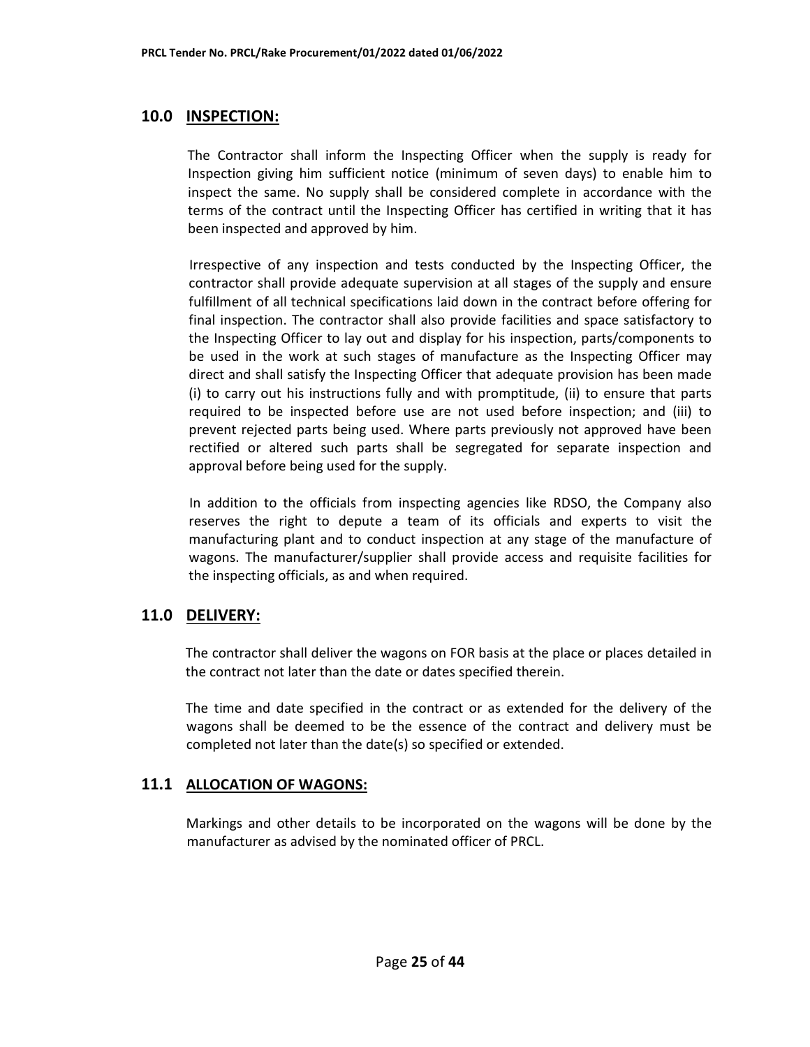## 10.0 INSPECTION:

The Contractor shall inform the Inspecting Officer when the supply is ready for Inspection giving him sufficient notice (minimum of seven days) to enable him to inspect the same. No supply shall be considered complete in accordance with the terms of the contract until the Inspecting Officer has certified in writing that it has been inspected and approved by him.

Irrespective of any inspection and tests conducted by the Inspecting Officer, the contractor shall provide adequate supervision at all stages of the supply and ensure fulfillment of all technical specifications laid down in the contract before offering for final inspection. The contractor shall also provide facilities and space satisfactory to the Inspecting Officer to lay out and display for his inspection, parts/components to be used in the work at such stages of manufacture as the Inspecting Officer may direct and shall satisfy the Inspecting Officer that adequate provision has been made (i) to carry out his instructions fully and with promptitude, (ii) to ensure that parts required to be inspected before use are not used before inspection; and (iii) to prevent rejected parts being used. Where parts previously not approved have been rectified or altered such parts shall be segregated for separate inspection and approval before being used for the supply.

In addition to the officials from inspecting agencies like RDSO, the Company also reserves the right to depute a team of its officials and experts to visit the manufacturing plant and to conduct inspection at any stage of the manufacture of wagons. The manufacturer/supplier shall provide access and requisite facilities for the inspecting officials, as and when required.

## 11.0 DELIVERY:

The contractor shall deliver the wagons on FOR basis at the place or places detailed in the contract not later than the date or dates specified therein.

The time and date specified in the contract or as extended for the delivery of the wagons shall be deemed to be the essence of the contract and delivery must be completed not later than the date(s) so specified or extended.

## 11.1 ALLOCATION OF WAGONS:

Markings and other details to be incorporated on the wagons will be done by the manufacturer as advised by the nominated officer of PRCL.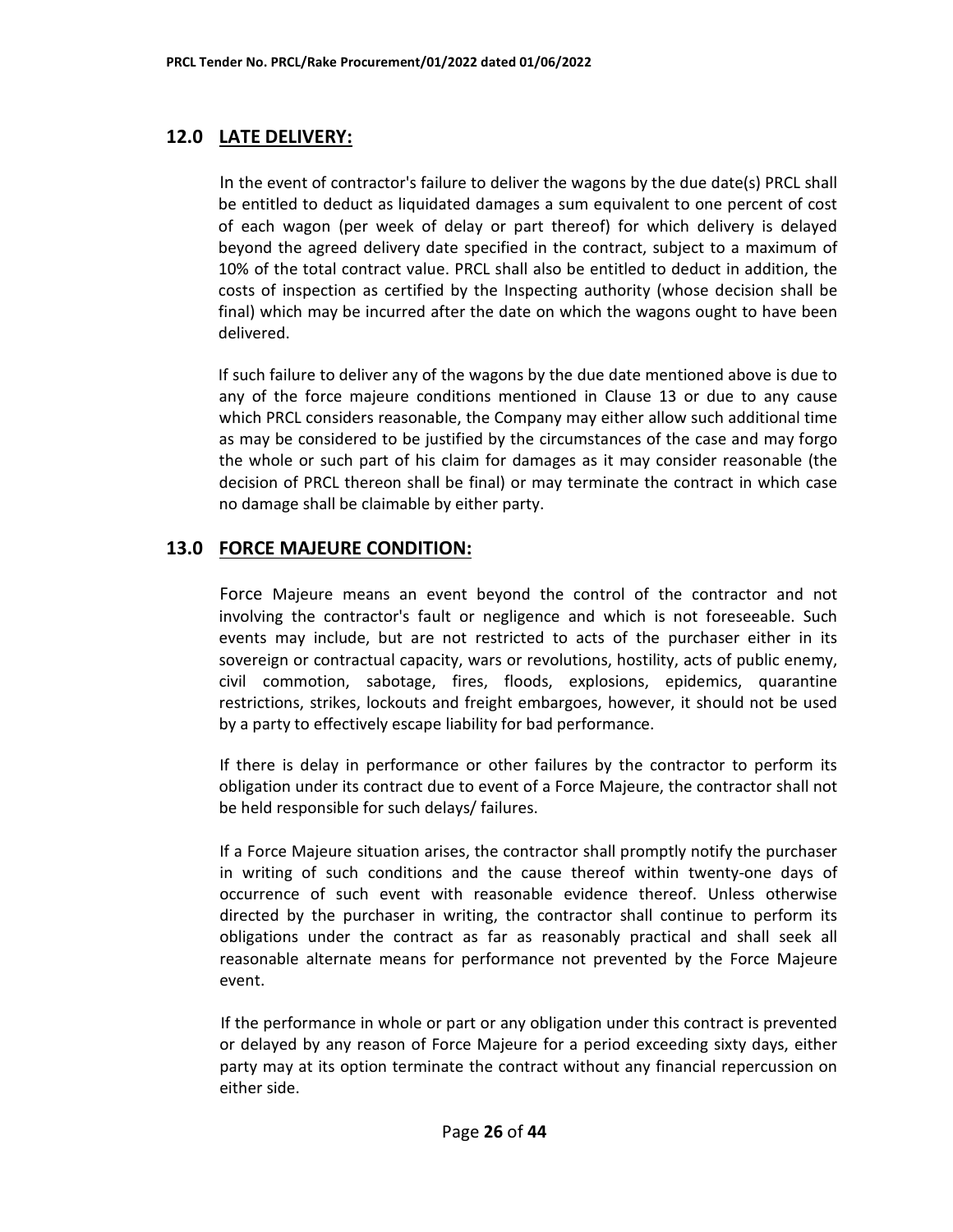## 12.0 LATE DELIVERY:

In the event of contractor's failure to deliver the wagons by the due date(s) PRCL shall be entitled to deduct as liquidated damages a sum equivalent to one percent of cost of each wagon (per week of delay or part thereof) for which delivery is delayed beyond the agreed delivery date specified in the contract, subject to a maximum of 10% of the total contract value. PRCL shall also be entitled to deduct in addition, the costs of inspection as certified by the Inspecting authority (whose decision shall be final) which may be incurred after the date on which the wagons ought to have been delivered.

If such failure to deliver any of the wagons by the due date mentioned above is due to any of the force majeure conditions mentioned in Clause 13 or due to any cause which PRCL considers reasonable, the Company may either allow such additional time as may be considered to be justified by the circumstances of the case and may forgo the whole or such part of his claim for damages as it may consider reasonable (the decision of PRCL thereon shall be final) or may terminate the contract in which case no damage shall be claimable by either party.

## 13.0 FORCE MAJEURE CONDITION:

Force Majeure means an event beyond the control of the contractor and not involving the contractor's fault or negligence and which is not foreseeable. Such events may include, but are not restricted to acts of the purchaser either in its sovereign or contractual capacity, wars or revolutions, hostility, acts of public enemy, civil commotion, sabotage, fires, floods, explosions, epidemics, quarantine restrictions, strikes, lockouts and freight embargoes, however, it should not be used by a party to effectively escape liability for bad performance.

If there is delay in performance or other failures by the contractor to perform its obligation under its contract due to event of a Force Majeure, the contractor shall not be held responsible for such delays/ failures.

If a Force Majeure situation arises, the contractor shall promptly notify the purchaser in writing of such conditions and the cause thereof within twenty-one days of occurrence of such event with reasonable evidence thereof. Unless otherwise directed by the purchaser in writing, the contractor shall continue to perform its obligations under the contract as far as reasonably practical and shall seek all reasonable alternate means for performance not prevented by the Force Majeure event.

If the performance in whole or part or any obligation under this contract is prevented or delayed by any reason of Force Majeure for a period exceeding sixty days, either party may at its option terminate the contract without any financial repercussion on either side.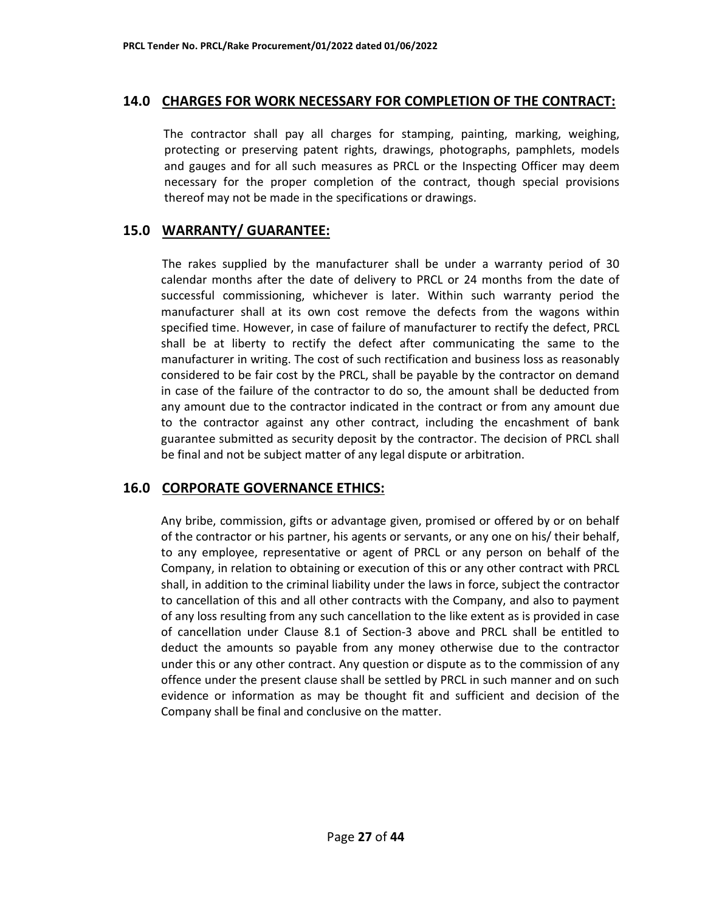## 14.0 CHARGES FOR WORK NECESSARY FOR COMPLETION OF THE CONTRACT:

The contractor shall pay all charges for stamping, painting, marking, weighing, protecting or preserving patent rights, drawings, photographs, pamphlets, models and gauges and for all such measures as PRCL or the Inspecting Officer may deem necessary for the proper completion of the contract, though special provisions thereof may not be made in the specifications or drawings.

## 15.0 WARRANTY/ GUARANTEE:

The rakes supplied by the manufacturer shall be under a warranty period of 30 calendar months after the date of delivery to PRCL or 24 months from the date of successful commissioning, whichever is later. Within such warranty period the manufacturer shall at its own cost remove the defects from the wagons within specified time. However, in case of failure of manufacturer to rectify the defect, PRCL shall be at liberty to rectify the defect after communicating the same to the manufacturer in writing. The cost of such rectification and business loss as reasonably considered to be fair cost by the PRCL, shall be payable by the contractor on demand in case of the failure of the contractor to do so, the amount shall be deducted from any amount due to the contractor indicated in the contract or from any amount due to the contractor against any other contract, including the encashment of bank guarantee submitted as security deposit by the contractor. The decision of PRCL shall be final and not be subject matter of any legal dispute or arbitration.

## 16.0 CORPORATE GOVERNANCE ETHICS:

Any bribe, commission, gifts or advantage given, promised or offered by or on behalf of the contractor or his partner, his agents or servants, or any one on his/ their behalf, to any employee, representative or agent of PRCL or any person on behalf of the Company, in relation to obtaining or execution of this or any other contract with PRCL shall, in addition to the criminal liability under the laws in force, subject the contractor to cancellation of this and all other contracts with the Company, and also to payment of any loss resulting from any such cancellation to the like extent as is provided in case of cancellation under Clause 8.1 of Section-3 above and PRCL shall be entitled to deduct the amounts so payable from any money otherwise due to the contractor under this or any other contract. Any question or dispute as to the commission of any offence under the present clause shall be settled by PRCL in such manner and on such evidence or information as may be thought fit and sufficient and decision of the Company shall be final and conclusive on the matter.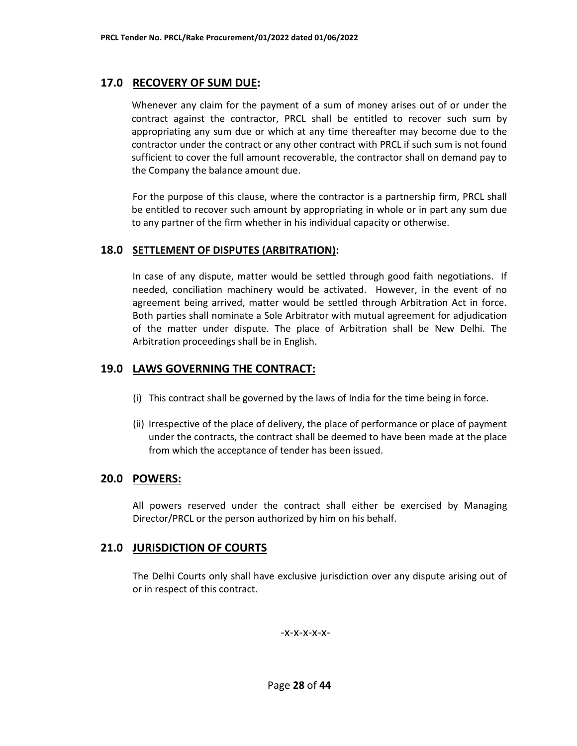## 17.0 RECOVERY OF SUM DUE:

Whenever any claim for the payment of a sum of money arises out of or under the contract against the contractor, PRCL shall be entitled to recover such sum by appropriating any sum due or which at any time thereafter may become due to the contractor under the contract or any other contract with PRCL if such sum is not found sufficient to cover the full amount recoverable, the contractor shall on demand pay to the Company the balance amount due.

For the purpose of this clause, where the contractor is a partnership firm, PRCL shall be entitled to recover such amount by appropriating in whole or in part any sum due to any partner of the firm whether in his individual capacity or otherwise.

## 18.0 SETTLEMENT OF DISPUTES (ARBITRATION):

In case of any dispute, matter would be settled through good faith negotiations. If needed, conciliation machinery would be activated. However, in the event of no agreement being arrived, matter would be settled through Arbitration Act in force. Both parties shall nominate a Sole Arbitrator with mutual agreement for adjudication of the matter under dispute. The place of Arbitration shall be New Delhi. The Arbitration proceedings shall be in English.

## 19.0 LAWS GOVERNING THE CONTRACT:

(i) This contract shall be governed by the laws of India for the time being in force.

(ii) Irrespective of the place of delivery, the place of performance or place of payment under the contracts, the contract shall be deemed to have been made at the place from which the acceptance of tender has been issued.

## 20.0 POWERS:

All powers reserved under the contract shall either be exercised by Managing Director/PRCL or the person authorized by him on his behalf.

## 21.0 JURISDICTION OF COURTS

The Delhi Courts only shall have exclusive jurisdiction over any dispute arising out of or in respect of this contract.

-x-x-x-x-x-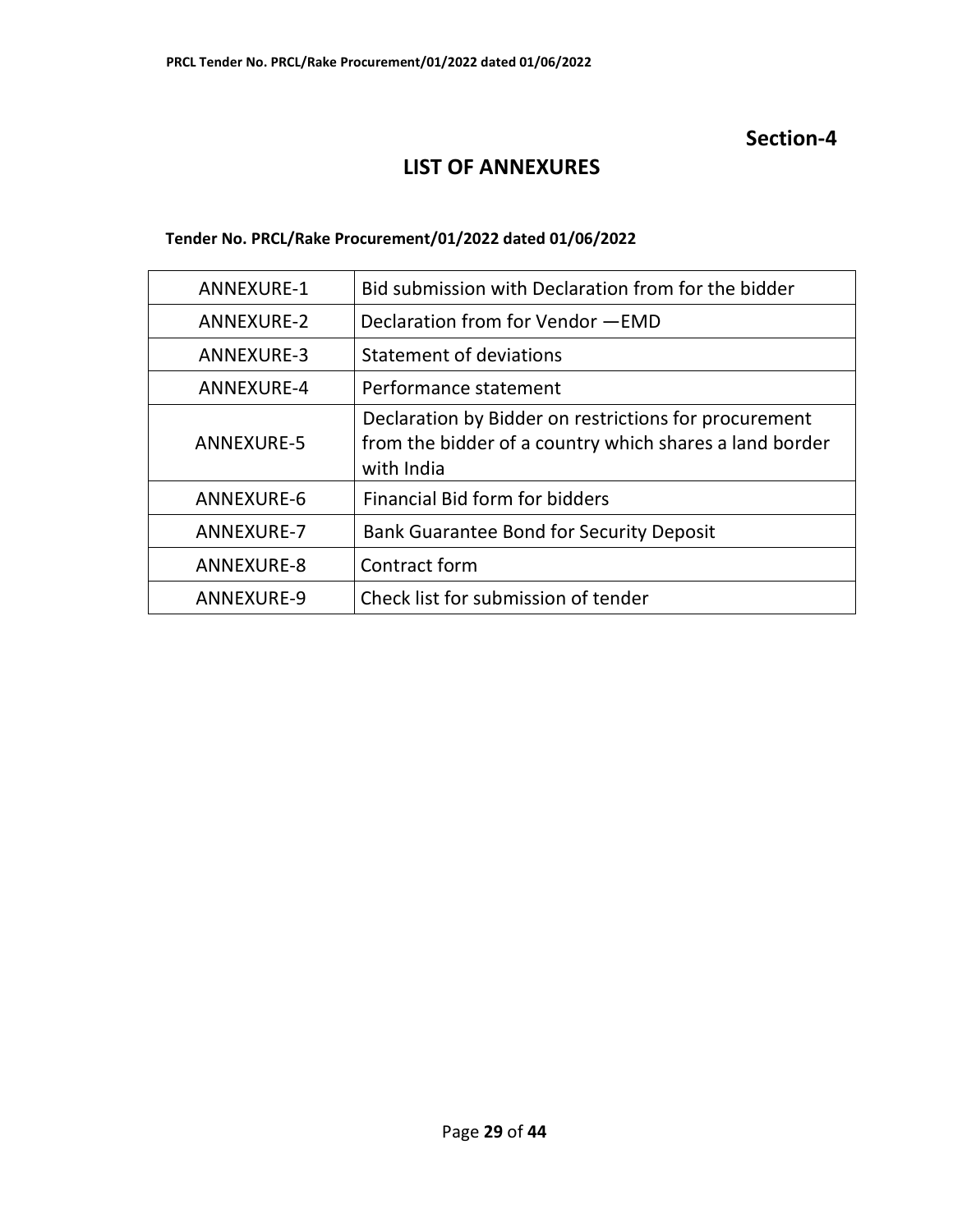**Section-4**

# LIST OF ANNEXURES

**Tender No. PRCL/Rake Procurement/01/2022 dated 01/06/2022**

| ANNEXURE-1 | Bid submission with Declaration from for the bidder |
|---|---|
| ANNEXURE-2 | Declaration from for Vendor —EMD |
| ANNEXURE-3 | Statement of deviations |
| ANNEXURE-4 | Performance statement |
| ANNEXURE-5 | Declaration by Bidder on restrictions for procurement from the bidder of a country which shares a land border with India |
| ANNEXURE-6 | Financial Bid form for bidders |
| ANNEXURE-7 | Bank Guarantee Bond for Security Deposit |
| ANNEXURE-8 | Contract form |
| ANNEXURE-9 | Check list for submission of tender |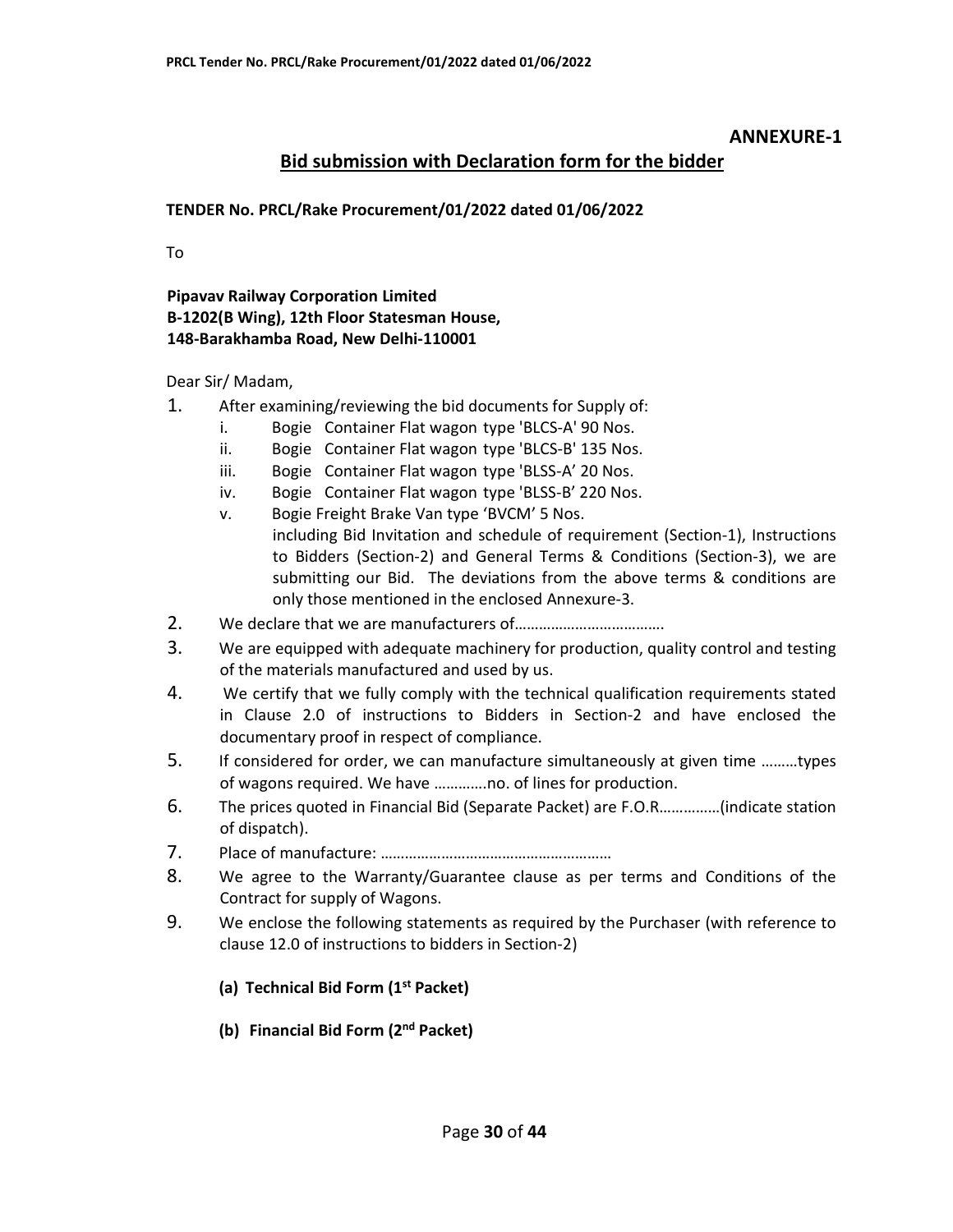**ANNEXURE-1**

## Bid submission with Declaration form for the bidder

**TENDER No. PRCL/Rake Procurement/01/2022 dated 01/06/2022**

To

**Pipavav Railway Corporation Limited**
**B-1202(B Wing), 12th Floor Statesman House,**
**148-Barakhamba Road, New Delhi-110001**

Dear Sir/ Madam,

1. After examining/reviewing the bid documents for Supply of:
   i. Bogie Container Flat wagon type 'BLCS-A' 90 Nos.
   ii. Bogie Container Flat wagon type 'BLCS-B' 135 Nos.
   iii. Bogie Container Flat wagon type 'BLSS-A' 20 Nos.
   iv. Bogie Container Flat wagon type 'BLSS-B' 220 Nos.
   v. Bogie Freight Brake Van type 'BVCM' 5 Nos.
   including Bid Invitation and schedule of requirement (Section-1), Instructions to Bidders (Section-2) and General Terms & Conditions (Section-3), we are submitting our Bid. The deviations from the above terms & conditions are only those mentioned in the enclosed Annexure-3.
2. We declare that we are manufacturers of……………………………….
3. We are equipped with adequate machinery for production, quality control and testing of the materials manufactured and used by us.
4. We certify that we fully comply with the technical qualification requirements stated in Clause 2.0 of instructions to Bidders in Section-2 and have enclosed the documentary proof in respect of compliance.
5. If considered for order, we can manufacture simultaneously at given time ………types of wagons required. We have ………….no. of lines for production.
6. The prices quoted in Financial Bid (Separate Packet) are F.O.R……………(indicate station of dispatch).
7. Place of manufacture: …………………………………………………
8. We agree to the Warranty/Guarantee clause as per terms and Conditions of the Contract for supply of Wagons.
9. We enclose the following statements as required by the Purchaser (with reference to clause 12.0 of instructions to bidders in Section-2)

   **(a) Technical Bid Form (1st Packet)**

   **(b) Financial Bid Form (2nd Packet)**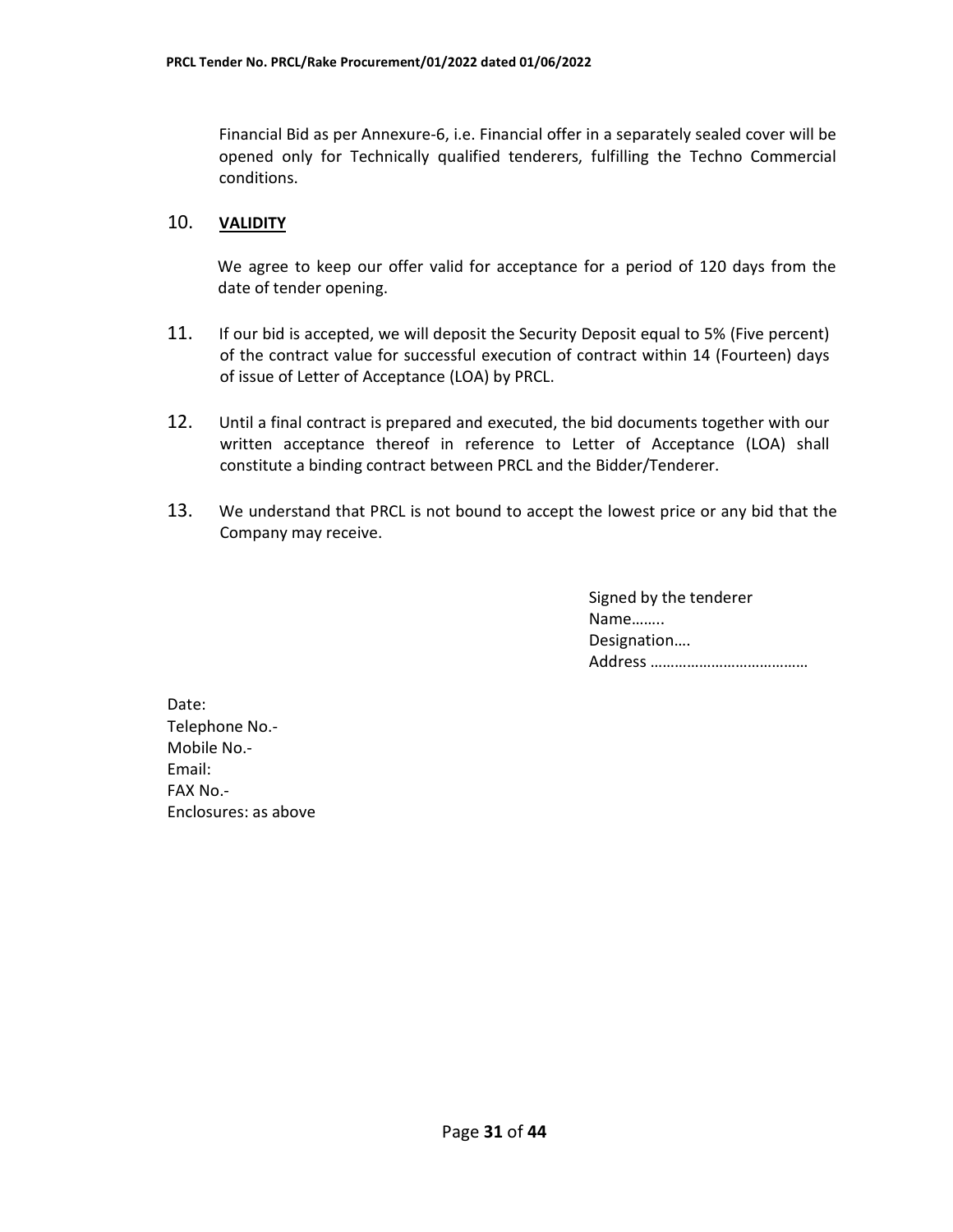Financial Bid as per Annexure-6, i.e. Financial offer in a separately sealed cover will be opened only for Technically qualified tenderers, fulfilling the Techno Commercial conditions.

10. **VALIDITY**

We agree to keep our offer valid for acceptance for a period of 120 days from the date of tender opening.

11. If our bid is accepted, we will deposit the Security Deposit equal to 5% (Five percent) of the contract value for successful execution of contract within 14 (Fourteen) days of issue of Letter of Acceptance (LOA) by PRCL.

12. Until a final contract is prepared and executed, the bid documents together with our written acceptance thereof in reference to Letter of Acceptance (LOA) shall constitute a binding contract between PRCL and the Bidder/Tenderer.

13. We understand that PRCL is not bound to accept the lowest price or any bid that the Company may receive.

Signed by the tenderer
Name……..
Designation….
Address …………………………………

Date:
Telephone No.-
Mobile No.-
Email:
FAX No.-
Enclosures: as above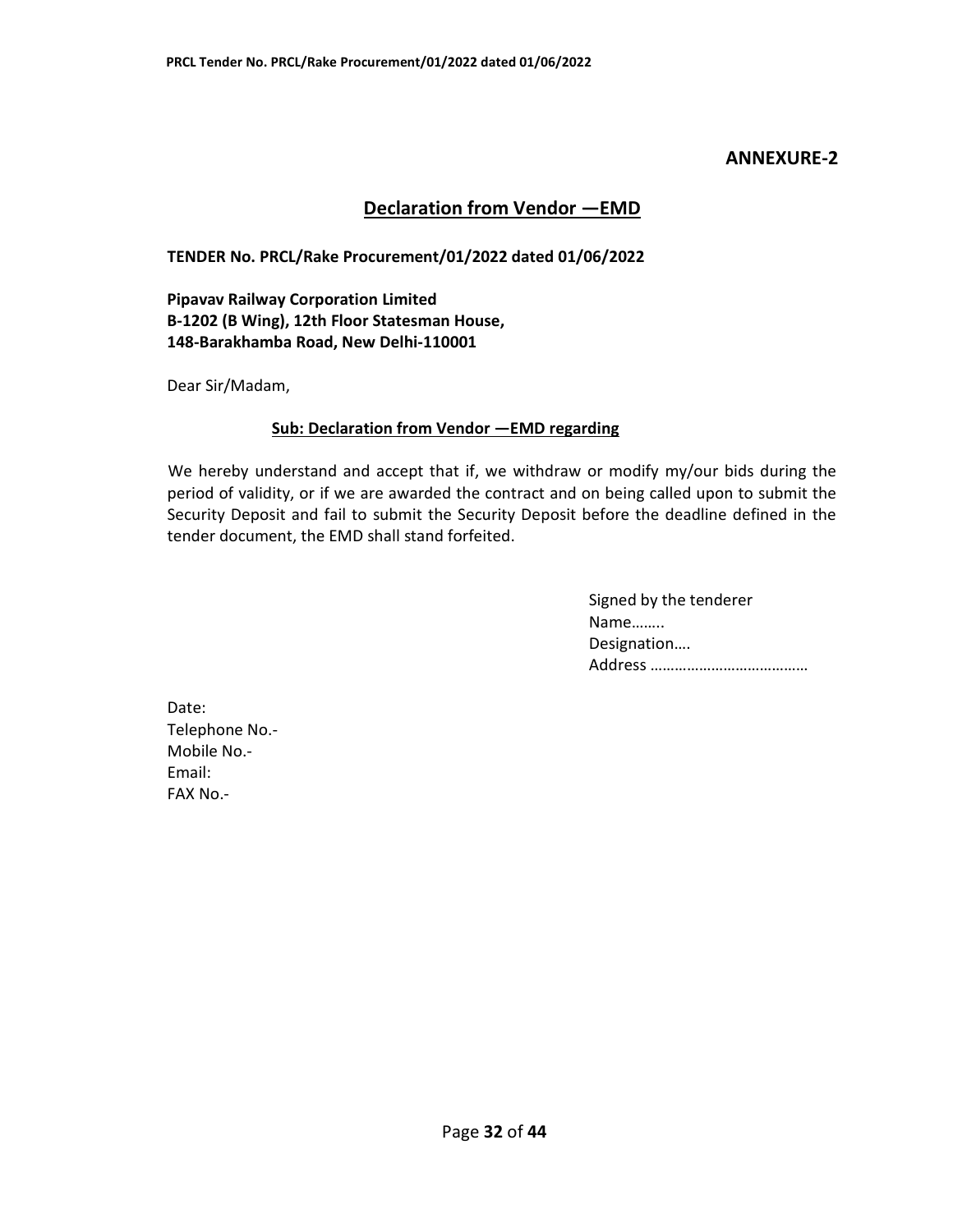**ANNEXURE-2**

## Declaration from Vendor —EMD

**TENDER No. PRCL/Rake Procurement/01/2022 dated 01/06/2022**

**Pipavav Railway Corporation Limited**
**B-1202 (B Wing), 12th Floor Statesman House,**
**148-Barakhamba Road, New Delhi-110001**

Dear Sir/Madam,

**Sub: Declaration from Vendor —EMD regarding**

We hereby understand and accept that if, we withdraw or modify my/our bids during the period of validity, or if we are awarded the contract and on being called upon to submit the Security Deposit and fail to submit the Security Deposit before the deadline defined in the tender document, the EMD shall stand forfeited.

Signed by the tenderer
Name……..
Designation….
Address …………………………………

Date:
Telephone No.-
Mobile No.-
Email:
FAX No.-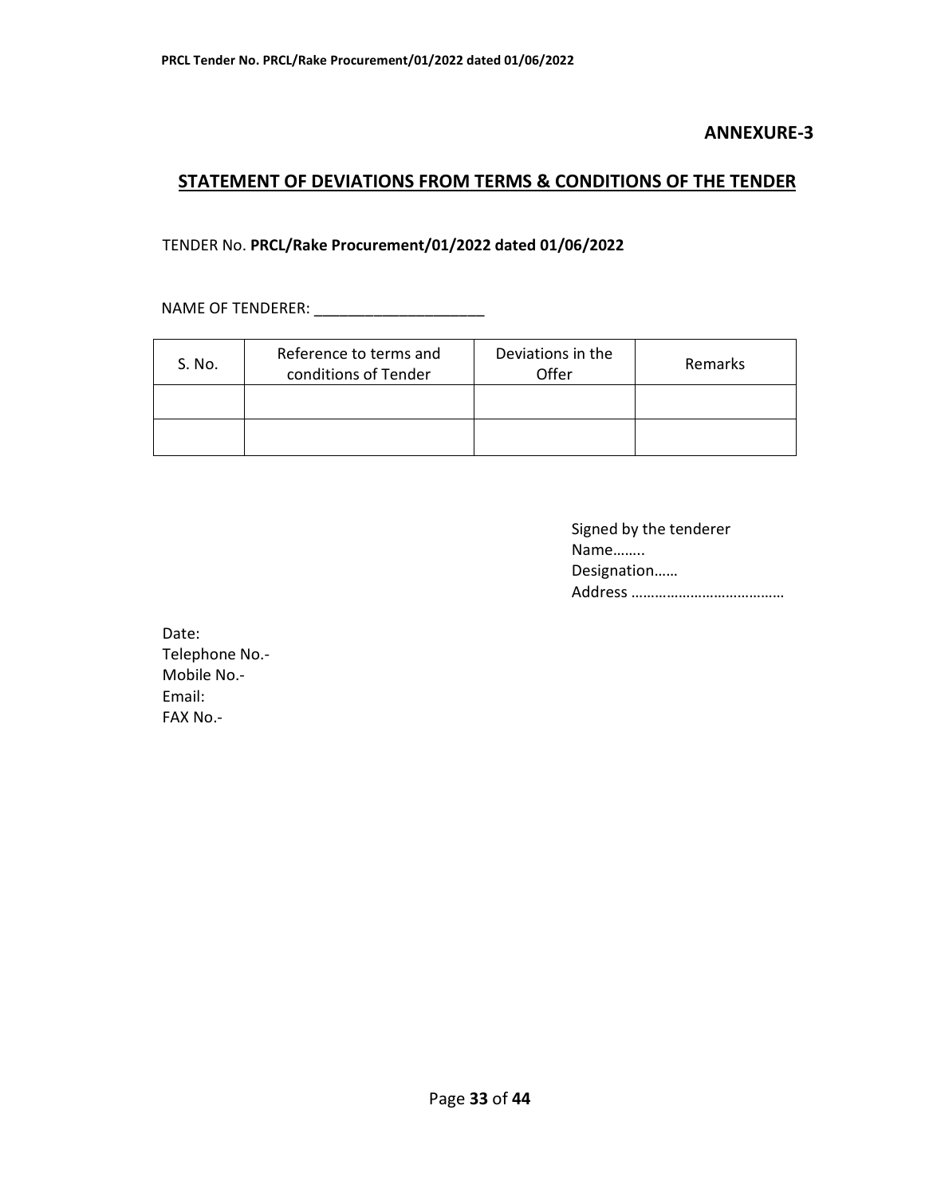**ANNEXURE-3**

## STATEMENT OF DEVIATIONS FROM TERMS & CONDITIONS OF THE TENDER

TENDER No. **PRCL/Rake Procurement/01/2022 dated 01/06/2022**

NAME OF TENDERER: ____________________

| S. No. | Reference to terms and conditions of Tender | Deviations in the Offer | Remarks |
|---|---|---|---|
| | | | |
| | | | |

Signed by the tenderer
Name……..
Designation……
Address …………………………………

Date:
Telephone No.-
Mobile No.-
Email:
FAX No.-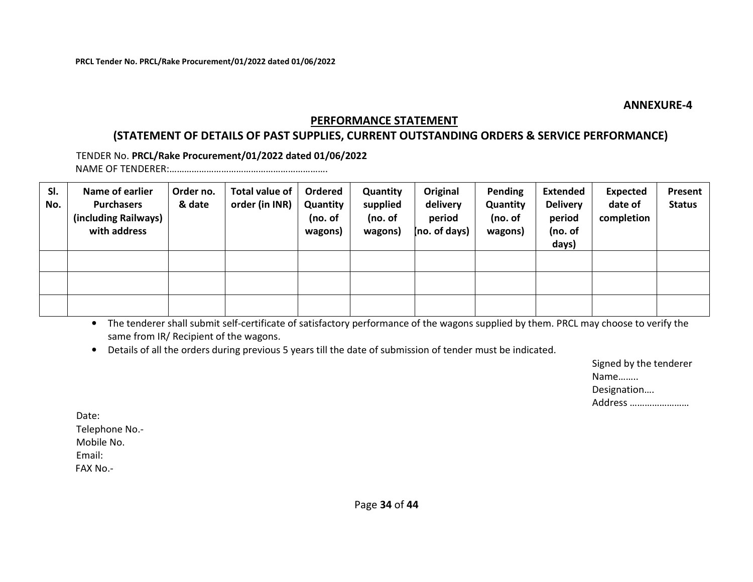**ANNEXURE-4**

## PERFORMANCE STATEMENT

### (STATEMENT OF DETAILS OF PAST SUPPLIES, CURRENT OUTSTANDING ORDERS & SERVICE PERFORMANCE)

TENDER No. **PRCL/Rake Procurement/01/2022 dated 01/06/2022**

NAME OF TENDERER:……………………………………………………..

| Sl. No. | Name of earlier Purchasers (including Railways) with address | Order no. & date | Total value of order (in INR) | Ordered Quantity (no. of wagons) | Quantity supplied (no. of wagons) | Original delivery period (no. of days) | Pending Quantity (no. of wagons) | Extended Delivery period (no. of days) | Expected date of completion | Present Status |
|---|---|---|---|---|---|---|---|---|---|---|
| | | | | | | | | | | |
| | | | | | | | | | | |
| | | | | | | | | | | |

- The tenderer shall submit self-certificate of satisfactory performance of the wagons supplied by them. PRCL may choose to verify the same from IR/ Recipient of the wagons.
- Details of all the orders during previous 5 years till the date of submission of tender must be indicated.

Signed by the tenderer
Name……..
Designation….
Address ……………………

Date:
Telephone No.-
Mobile No.
Email:
FAX No.-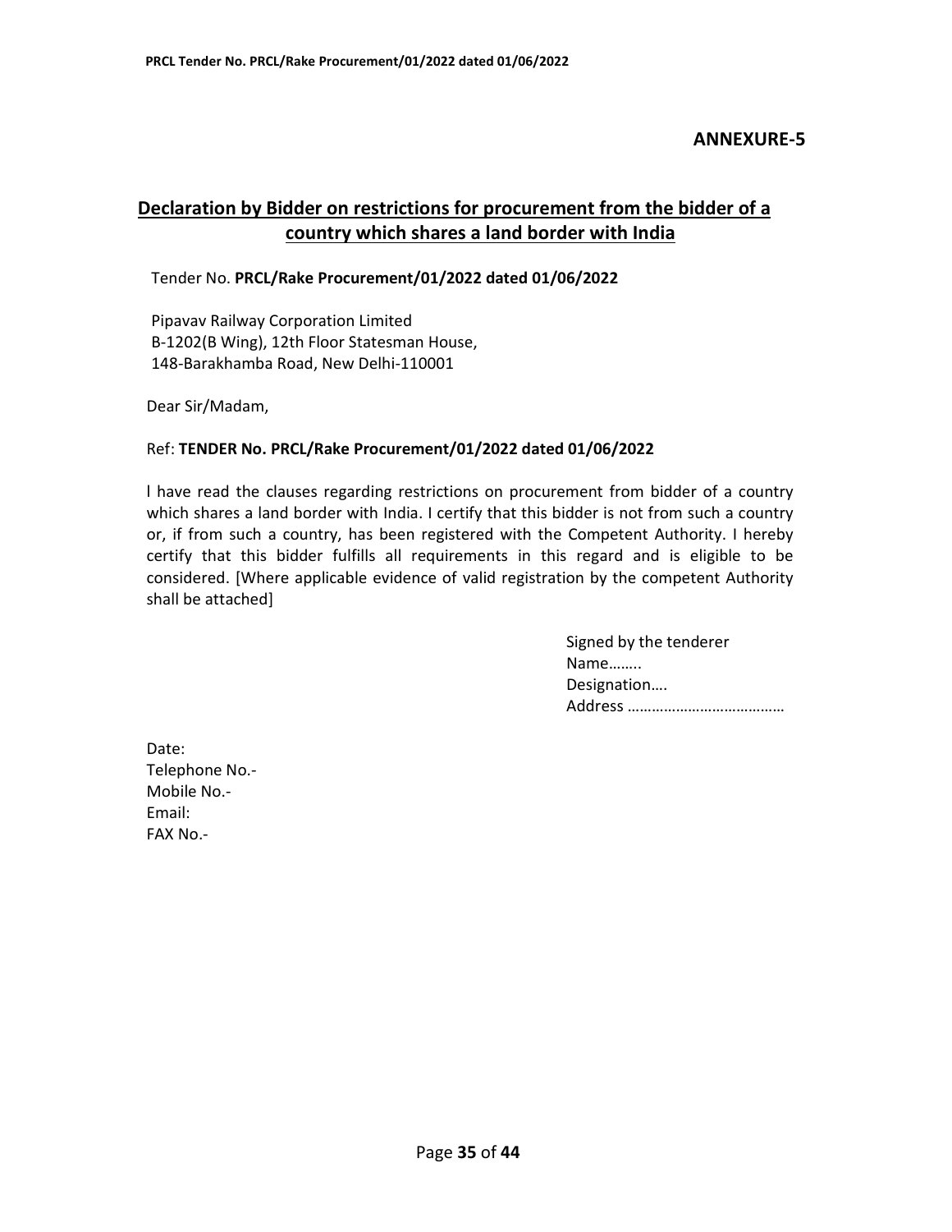**ANNEXURE-5**

## Declaration by Bidder on restrictions for procurement from the bidder of a country which shares a land border with India

Tender No. **PRCL/Rake Procurement/01/2022 dated 01/06/2022**

Pipavav Railway Corporation Limited
B-1202(B Wing), 12th Floor Statesman House,
148-Barakhamba Road, New Delhi-110001

Dear Sir/Madam,

Ref: **TENDER No. PRCL/Rake Procurement/01/2022 dated 01/06/2022**

l have read the clauses regarding restrictions on procurement from bidder of a country which shares a land border with India. I certify that this bidder is not from such a country or, if from such a country, has been registered with the Competent Authority. I hereby certify that this bidder fulfills all requirements in this regard and is eligible to be considered. [Where applicable evidence of valid registration by the competent Authority shall be attached]

Signed by the tenderer
Name……..
Designation….
Address ……………………………….

Date:
Telephone No.-
Mobile No.-
Email:
FAX No.-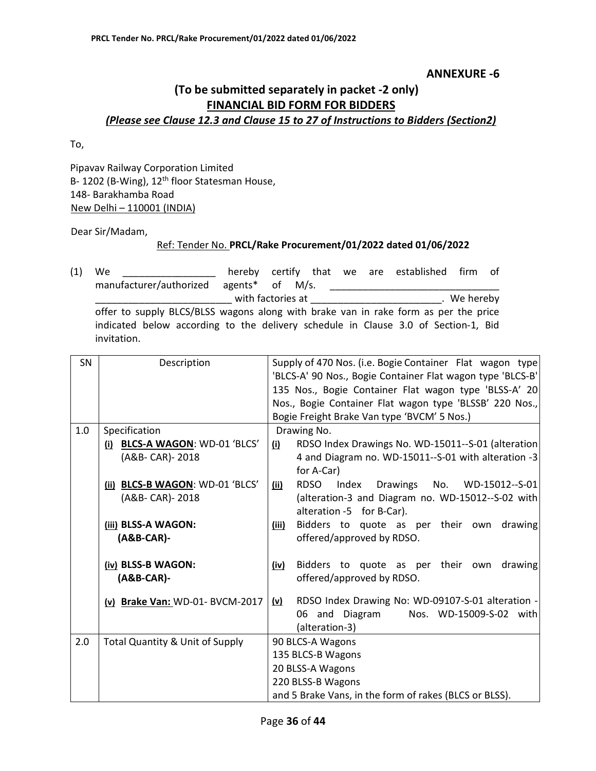**ANNEXURE -6**

## (To be submitted separately in packet -2 only)

## FINANCIAL BID FORM FOR BIDDERS

***(Please see Clause 12.3 and Clause 15 to 27 of Instructions to Bidders (Section2)***

To,

Pipavav Railway Corporation Limited
B- 1202 (B-Wing), 12th floor Statesman House,
148- Barakhamba Road
New Delhi – 110001 (INDIA)

Dear Sir/Madam,

Ref: Tender No. **PRCL/Rake Procurement/01/2022 dated 01/06/2022**

(1) We ________________ hereby certify that we are established firm of manufacturer/authorized agents* of M/s. ______________________________ ________________________ with factories at _______________________. We hereby offer to supply BLCS/BLSS wagons along with brake van in rake form as per the price indicated below according to the delivery schedule in Clause 3.0 of Section-1, Bid invitation.

| SN | Description | Supply of 470 Nos. (i.e. Bogie Container Flat wagon type 'BLCS-A' 90 Nos., Bogie Container Flat wagon type 'BLCS-B' 135 Nos., Bogie Container Flat wagon type 'BLSS-A' 20 Nos., Bogie Container Flat wagon type 'BLSSB' 220 Nos., Bogie Freight Brake Van type 'BVCM' 5 Nos.) |
|---|---|---|
| 1.0 | Specification<br>(i) **BLCS-A WAGON**: WD-01 'BLCS' (A&B- CAR)- 2018<br>(ii) **BLCS-B WAGON**: WD-01 'BLCS' (A&B- CAR)- 2018<br>(iii) **BLSS-A WAGON: (A&B-CAR)-**<br>(iv) **BLSS-B WAGON: (A&B-CAR)-**<br>(v) **Brake Van:** WD-01- BVCM-2017 | Drawing No.<br>(i) RDSO Index Drawings No. WD-15011--S-01 (alteration 4 and Diagram no. WD-15011--S-01 with alteration -3 for A-Car)<br>(ii) RDSO Index Drawings No. WD-15012--S-01 (alteration-3 and Diagram no. WD-15012--S-02 with alteration -5 for B-Car).<br>(iii) Bidders to quote as per their own drawing offered/approved by RDSO.<br>(iv) Bidders to quote as per their own drawing offered/approved by RDSO.<br>(v) RDSO Index Drawing No: WD-09107-S-01 alteration -06 and Diagram Nos. WD-15009-S-02 with (alteration-3) |
| 2.0 | Total Quantity & Unit of Supply | 90 BLCS-A Wagons<br>135 BLCS-B Wagons<br>20 BLSS-A Wagons<br>220 BLSS-B Wagons<br>and 5 Brake Vans, in the form of rakes (BLCS or BLSS). |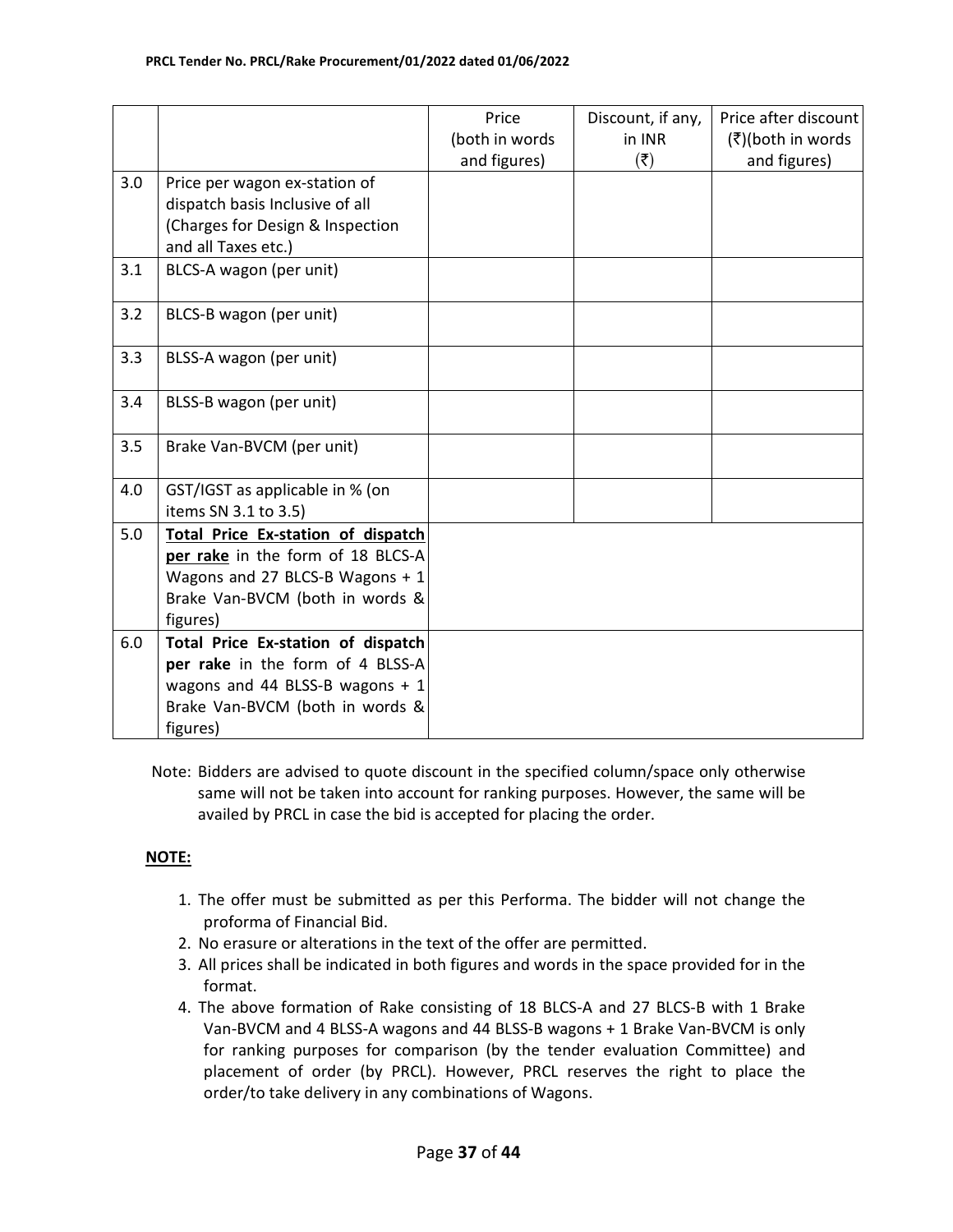| | | Price (both in words and figures) | Discount, if any, in INR (₹) | Price after discount (₹)(both in words and figures) |
|---|---|---|---|---|
| 3.0 | Price per wagon ex-station of dispatch basis Inclusive of all (Charges for Design & Inspection and all Taxes etc.) | | | |
| 3.1 | BLCS-A wagon (per unit) | | | |
| 3.2 | BLCS-B wagon (per unit) | | | |
| 3.3 | BLSS-A wagon (per unit) | | | |
| 3.4 | BLSS-B wagon (per unit) | | | |
| 3.5 | Brake Van-BVCM (per unit) | | | |
| 4.0 | GST/IGST as applicable in % (on items SN 3.1 to 3.5) | | | |
| 5.0 | **Total Price Ex-station of dispatch per rake** in the form of 18 BLCS-A Wagons and 27 BLCS-B Wagons + 1 Brake Van-BVCM (both in words & figures) | | | |
| 6.0 | **Total Price Ex-station of dispatch per rake** in the form of 4 BLSS-A wagons and 44 BLSS-B wagons + 1 Brake Van-BVCM (both in words & figures) | | | |

Note: Bidders are advised to quote discount in the specified column/space only otherwise same will not be taken into account for ranking purposes. However, the same will be availed by PRCL in case the bid is accepted for placing the order.

**NOTE:**

1. The offer must be submitted as per this Performa. The bidder will not change the proforma of Financial Bid.
2. No erasure or alterations in the text of the offer are permitted.
3. All prices shall be indicated in both figures and words in the space provided for in the format.
4. The above formation of Rake consisting of 18 BLCS-A and 27 BLCS-B with 1 Brake Van-BVCM and 4 BLSS-A wagons and 44 BLSS-B wagons + 1 Brake Van-BVCM is only for ranking purposes for comparison (by the tender evaluation Committee) and placement of order (by PRCL). However, PRCL reserves the right to place the order/to take delivery in any combinations of Wagons.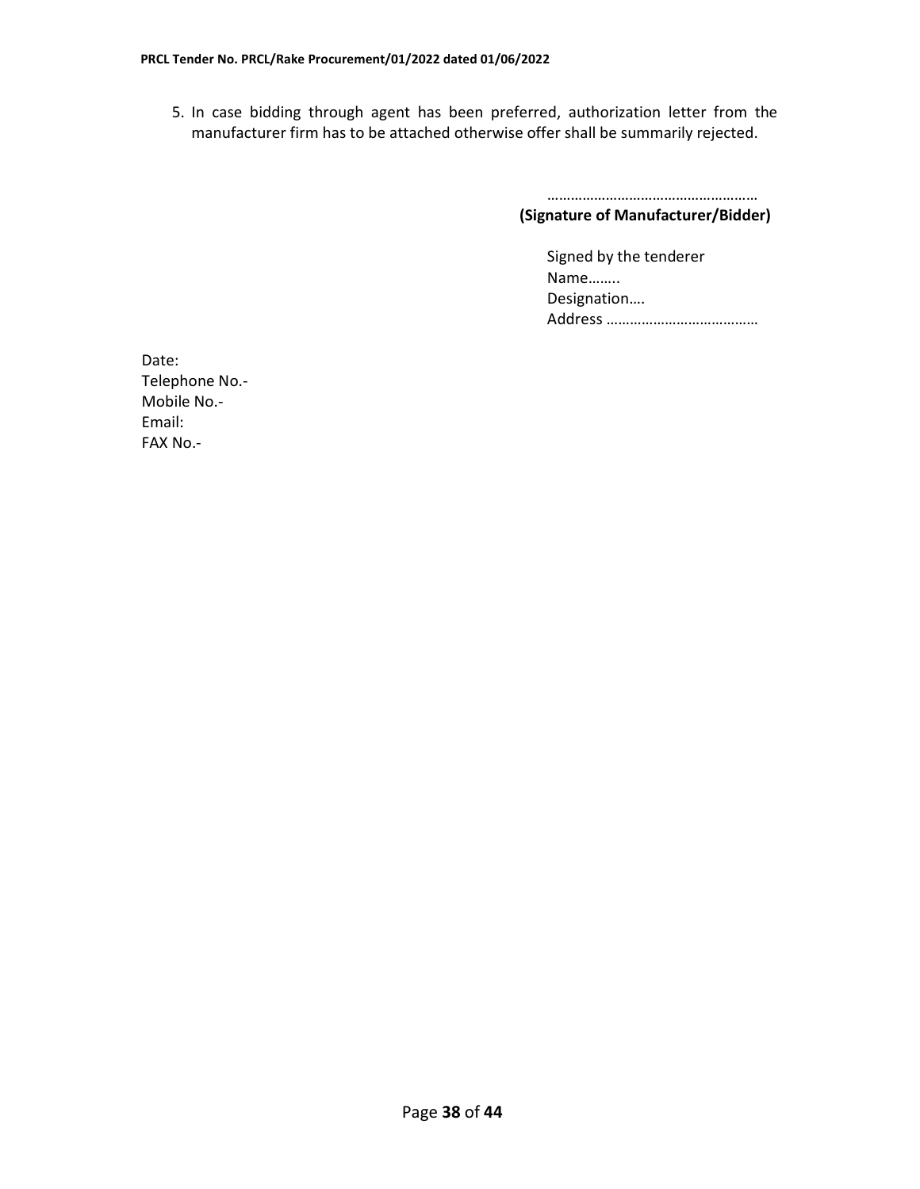5. In case bidding through agent has been preferred, authorization letter from the manufacturer firm has to be attached otherwise offer shall be summarily rejected.

………………………………………………
**(Signature of Manufacturer/Bidder)**

Signed by the tenderer
Name……..
Designation….
Address …………………………………

Date:
Telephone No.-
Mobile No.-
Email:
FAX No.-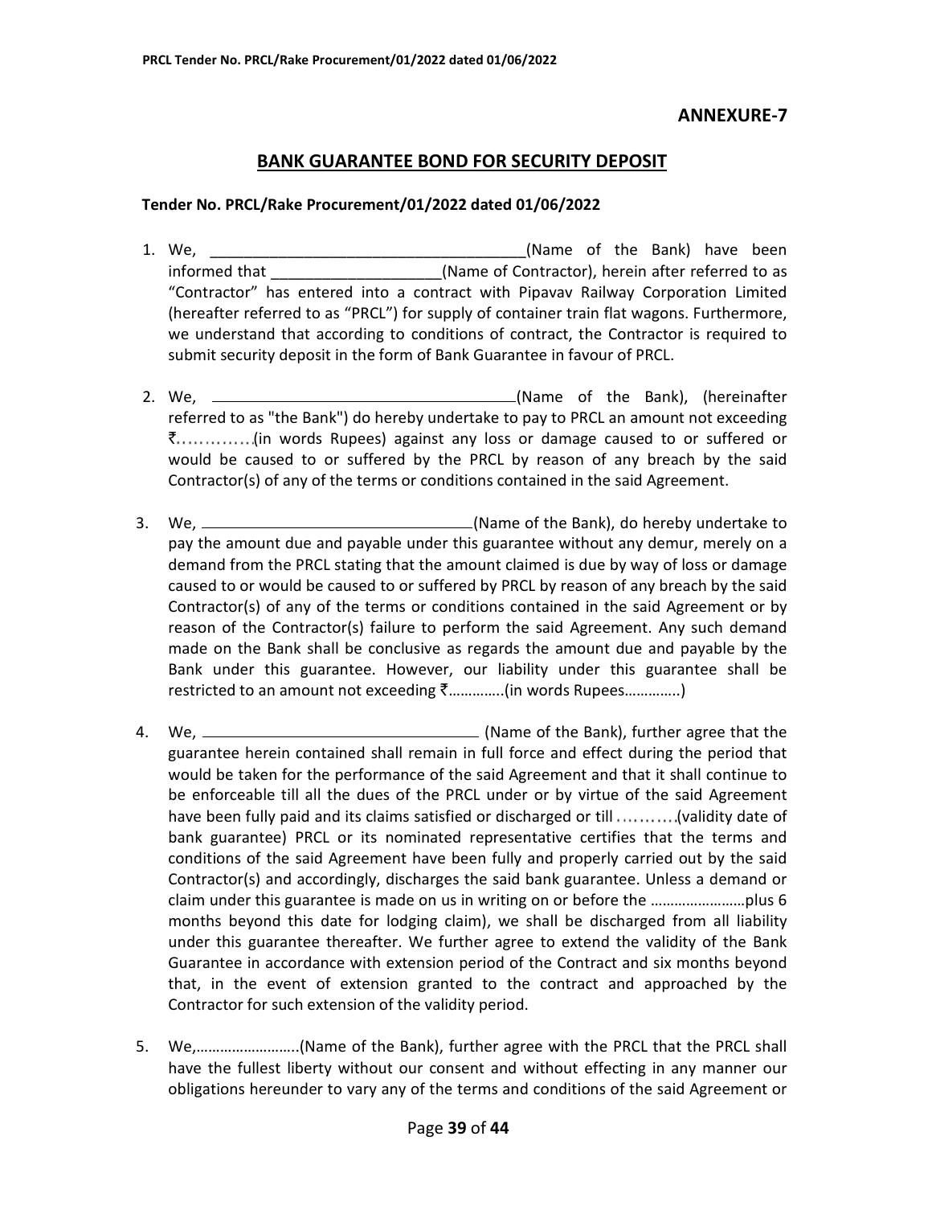## ANNEXURE-7

## BANK GUARANTEE BOND FOR SECURITY DEPOSIT

**Tender No. PRCL/Rake Procurement/01/2022 dated 01/06/2022**

1. We, _____________________________________(Name of the Bank) have been informed that ___________________(Name of Contractor), herein after referred to as "Contractor" has entered into a contract with Pipavav Railway Corporation Limited (hereafter referred to as "PRCL") for supply of container train flat wagons. Furthermore, we understand that according to conditions of contract, the Contractor is required to submit security deposit in the form of Bank Guarantee in favour of PRCL.

2. We, _____________________________________(Name of the Bank), (hereinafter referred to as "the Bank") do hereby undertake to pay to PRCL an amount not exceeding ₹………….(in words Rupees) against any loss or damage caused to or suffered or would be caused to or suffered by the PRCL by reason of any breach by the said Contractor(s) of any of the terms or conditions contained in the said Agreement.

3. We, _________________________________(Name of the Bank), do hereby undertake to pay the amount due and payable under this guarantee without any demur, merely on a demand from the PRCL stating that the amount claimed is due by way of loss or damage caused to or would be caused to or suffered by PRCL by reason of any breach by the said Contractor(s) of any of the terms or conditions contained in the said Agreement or by reason of the Contractor(s) failure to perform the said Agreement. Any such demand made on the Bank shall be conclusive as regards the amount due and payable by the Bank under this guarantee. However, our liability under this guarantee shall be restricted to an amount not exceeding ₹…………..(in words Rupees…………..)

4. We, _________________________________ (Name of the Bank), further agree that the guarantee herein contained shall remain in full force and effect during the period that would be taken for the performance of the said Agreement and that it shall continue to be enforceable till all the dues of the PRCL under or by virtue of the said Agreement have been fully paid and its claims satisfied or discharged or till ……….(validity date of bank guarantee) PRCL or its nominated representative certifies that the terms and conditions of the said Agreement have been fully and properly carried out by the said Contractor(s) and accordingly, discharges the said bank guarantee. Unless a demand or claim under this guarantee is made on us in writing on or before the ……………………plus 6 months beyond this date for lodging claim), we shall be discharged from all liability under this guarantee thereafter. We further agree to extend the validity of the Bank Guarantee in accordance with extension period of the Contract and six months beyond that, in the event of extension granted to the contract and approached by the Contractor for such extension of the validity period.

5. We,……………………..(Name of the Bank), further agree with the PRCL that the PRCL shall have the fullest liberty without our consent and without effecting in any manner our obligations hereunder to vary any of the terms and conditions of the said Agreement or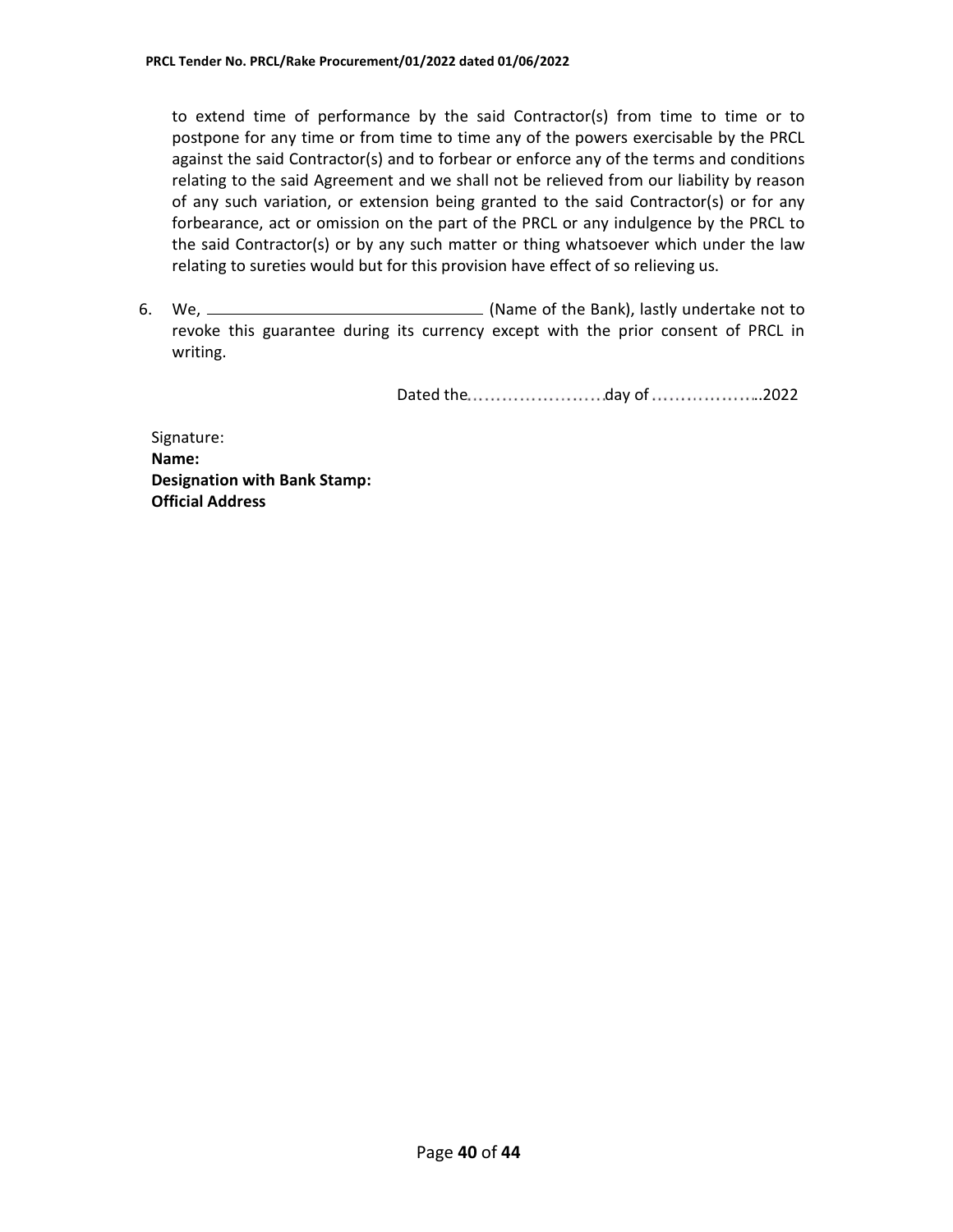to extend time of performance by the said Contractor(s) from time to time or to postpone for any time or from time to time any of the powers exercisable by the PRCL against the said Contractor(s) and to forbear or enforce any of the terms and conditions relating to the said Agreement and we shall not be relieved from our liability by reason of any such variation, or extension being granted to the said Contractor(s) or for any forbearance, act or omission on the part of the PRCL or any indulgence by the PRCL to the said Contractor(s) or by any such matter or thing whatsoever which under the law relating to sureties would but for this provision have effect of so relieving us.

6. We, ________________________________ (Name of the Bank), lastly undertake not to revoke this guarantee during its currency except with the prior consent of PRCL in writing.

Dated the……………………day of ………………..2022

Signature:
**Name:**
**Designation with Bank Stamp:**
**Official Address**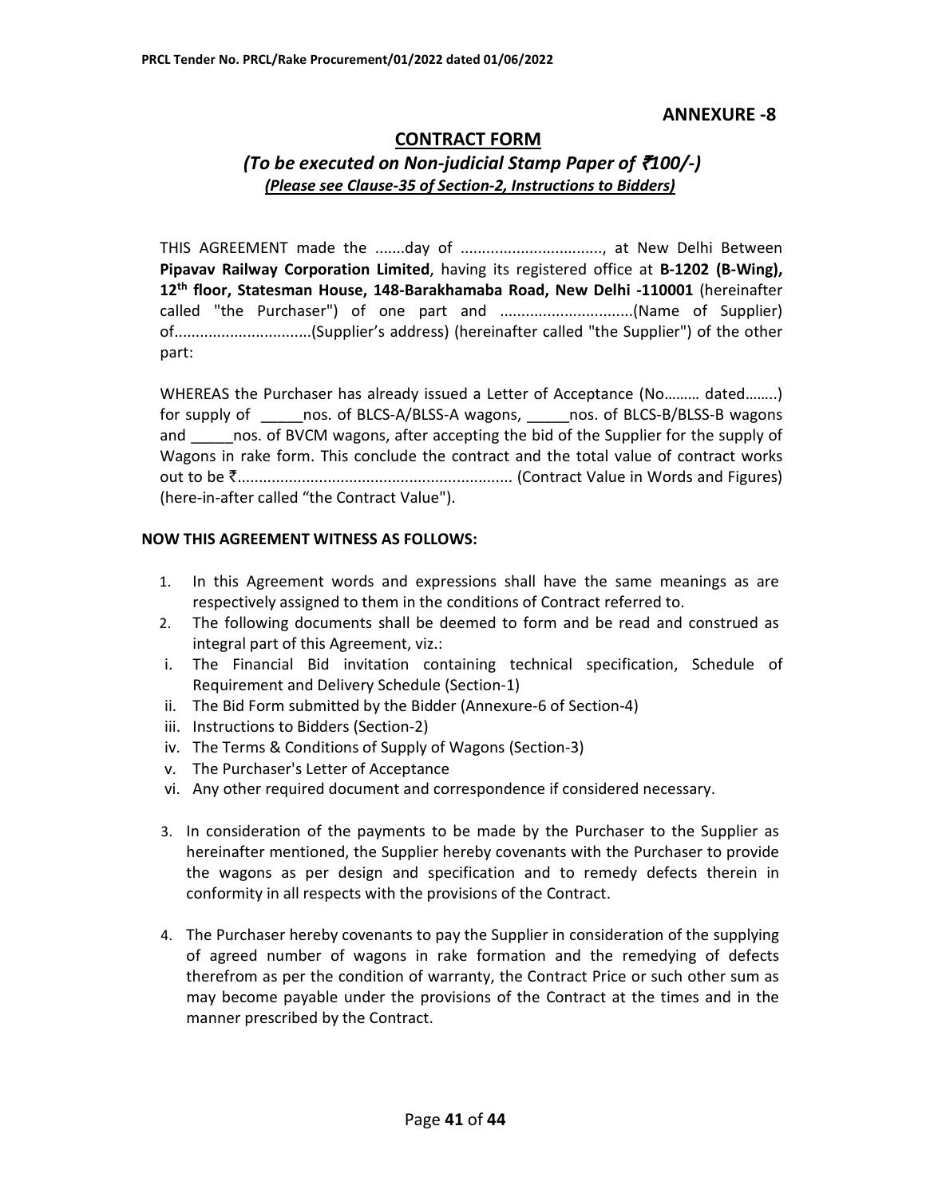**ANNEXURE -8**

## CONTRACT FORM

### *(To be executed on Non-judicial Stamp Paper of ₹100/-)*

***(Please see Clause-35 of Section-2, Instructions to Bidders)***

THIS AGREEMENT made the .......day of ................................., at New Delhi Between **Pipavav Railway Corporation Limited**, having its registered office at **B-1202 (B-Wing), 12th floor, Statesman House, 148-Barakhamaba Road, New Delhi -110001** (hereinafter called "the Purchaser") of one part and ..............................(Name of Supplier) of................................(Supplier's address) (hereinafter called "the Supplier") of the other part:

WHEREAS the Purchaser has already issued a Letter of Acceptance (No……… dated……..) for supply of _____nos. of BLCS-A/BLSS-A wagons, _____nos. of BLCS-B/BLSS-B wagons and _____nos. of BVCM wagons, after accepting the bid of the Supplier for the supply of Wagons in rake form. This conclude the contract and the total value of contract works out to be ₹................................................................ (Contract Value in Words and Figures) (here-in-after called "the Contract Value").

**NOW THIS AGREEMENT WITNESS AS FOLLOWS:**

1. In this Agreement words and expressions shall have the same meanings as are respectively assigned to them in the conditions of Contract referred to.
2. The following documents shall be deemed to form and be read and construed as integral part of this Agreement, viz.:

   i. The Financial Bid invitation containing technical specification, Schedule of Requirement and Delivery Schedule (Section-1)
   ii. The Bid Form submitted by the Bidder (Annexure-6 of Section-4)
   iii. Instructions to Bidders (Section-2)
   iv. The Terms & Conditions of Supply of Wagons (Section-3)
   v. The Purchaser's Letter of Acceptance
   vi. Any other required document and correspondence if considered necessary.

3. In consideration of the payments to be made by the Purchaser to the Supplier as hereinafter mentioned, the Supplier hereby covenants with the Purchaser to provide the wagons as per design and specification and to remedy defects therein in conformity in all respects with the provisions of the Contract.
4. The Purchaser hereby covenants to pay the Supplier in consideration of the supplying of agreed number of wagons in rake formation and the remedying of defects therefrom as per the condition of warranty, the Contract Price or such other sum as may become payable under the provisions of the Contract at the times and in the manner prescribed by the Contract.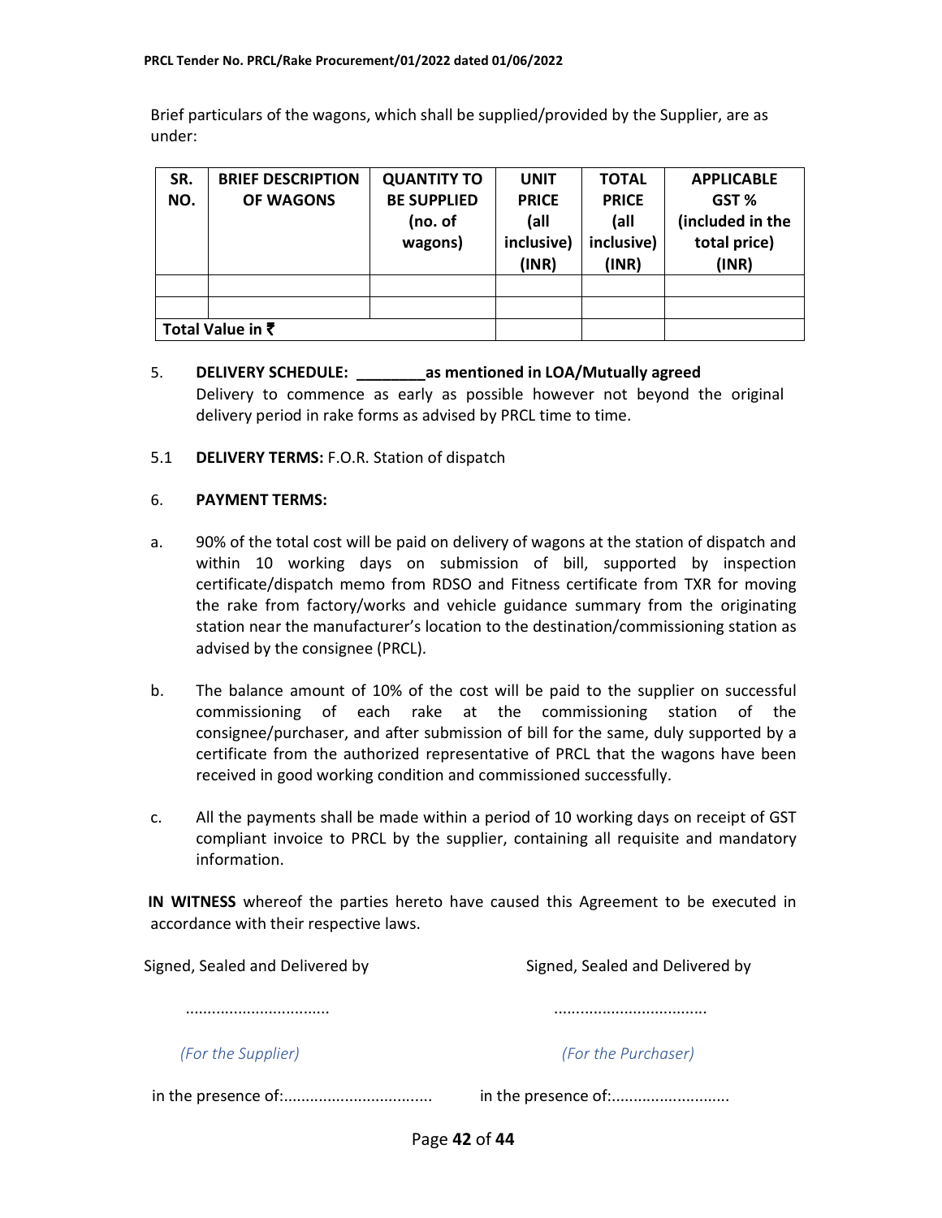Brief particulars of the wagons, which shall be supplied/provided by the Supplier, are as under:

| SR. NO. | BRIEF DESCRIPTION OF WAGONS | QUANTITY TO BE SUPPLIED (no. of wagons) | UNIT PRICE (all inclusive) (INR) | TOTAL PRICE (all inclusive) (INR) | APPLICABLE GST % (included in the total price) (INR) |
|---|---|---|---|---|---|
| | | | | | |
| | | | | | |
| **Total Value in ₹** | | | | | |

5. **DELIVERY SCHEDULE: ________as mentioned in LOA/Mutually agreed**
   Delivery to commence as early as possible however not beyond the original delivery period in rake forms as advised by PRCL time to time.

5.1 **DELIVERY TERMS:** F.O.R. Station of dispatch

6. **PAYMENT TERMS:**

a. 90% of the total cost will be paid on delivery of wagons at the station of dispatch and within 10 working days on submission of bill, supported by inspection certificate/dispatch memo from RDSO and Fitness certificate from TXR for moving the rake from factory/works and vehicle guidance summary from the originating station near the manufacturer's location to the destination/commissioning station as advised by the consignee (PRCL).

b. The balance amount of 10% of the cost will be paid to the supplier on successful commissioning of each rake at the commissioning station of the consignee/purchaser, and after submission of bill for the same, duly supported by a certificate from the authorized representative of PRCL that the wagons have been received in good working condition and commissioned successfully.

c. All the payments shall be made within a period of 10 working days on receipt of GST compliant invoice to PRCL by the supplier, containing all requisite and mandatory information.

**IN WITNESS** whereof the parties hereto have caused this Agreement to be executed in accordance with their respective laws.

| Signed, Sealed and Delivered by | Signed, Sealed and Delivered by |
|---|---|
| ................................ | .................................. |
| *(For the Supplier)* | *(For the Purchaser)* |
| in the presence of:................................. | in the presence of:.......................... |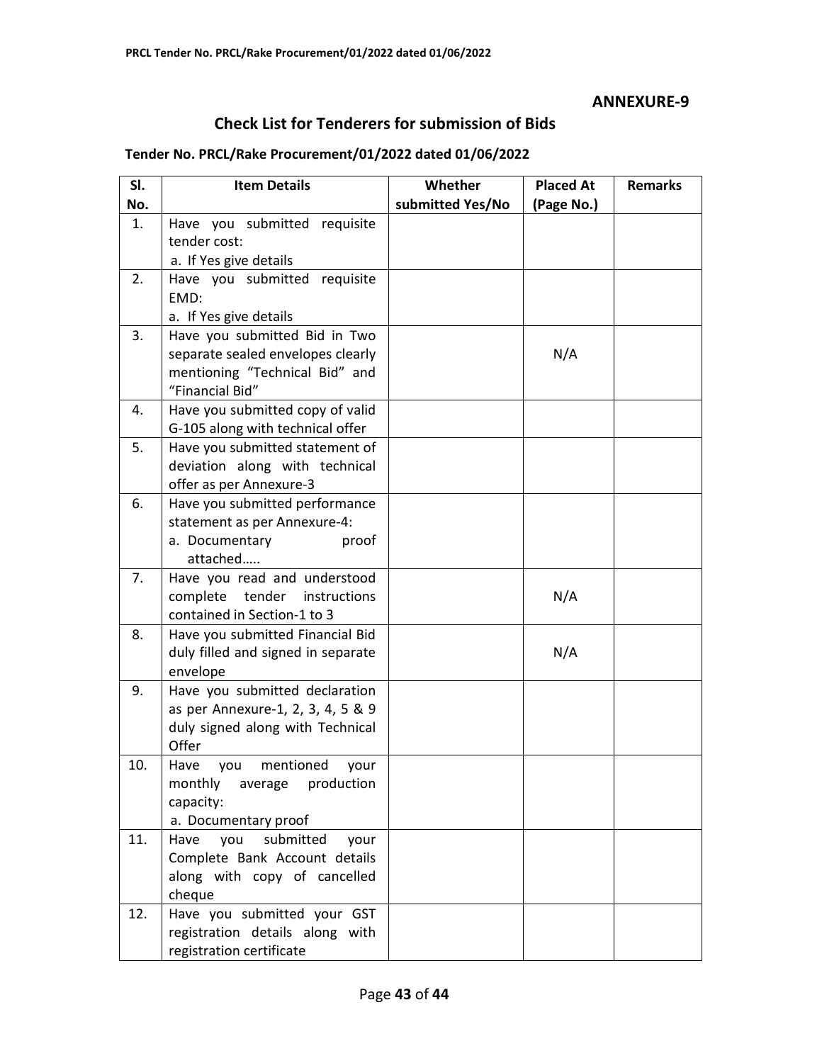**ANNEXURE-9**

## Check List for Tenderers for submission of Bids

**Tender No. PRCL/Rake Procurement/01/2022 dated 01/06/2022**

| Sl. No. | Item Details | Whether submitted Yes/No | Placed At (Page No.) | Remarks |
|---|---|---|---|---|
| 1. | Have you submitted requisite tender cost:<br>a. If Yes give details | | | |
| 2. | Have you submitted requisite EMD:<br>a. If Yes give details | | | |
| 3. | Have you submitted Bid in Two separate sealed envelopes clearly mentioning "Technical Bid" and "Financial Bid" | | N/A | |
| 4. | Have you submitted copy of valid G-105 along with technical offer | | | |
| 5. | Have you submitted statement of deviation along with technical offer as per Annexure-3 | | | |
| 6. | Have you submitted performance statement as per Annexure-4:<br>a. Documentary proof attached….. | | | |
| 7. | Have you read and understood complete tender instructions contained in Section-1 to 3 | | N/A | |
| 8. | Have you submitted Financial Bid duly filled and signed in separate envelope | | N/A | |
| 9. | Have you submitted declaration as per Annexure-1, 2, 3, 4, 5 & 9 duly signed along with Technical Offer | | | |
| 10. | Have you mentioned your monthly average production capacity:<br>a. Documentary proof | | | |
| 11. | Have you submitted your Complete Bank Account details along with copy of cancelled cheque | | | |
| 12. | Have you submitted your GST registration details along with registration certificate | | | |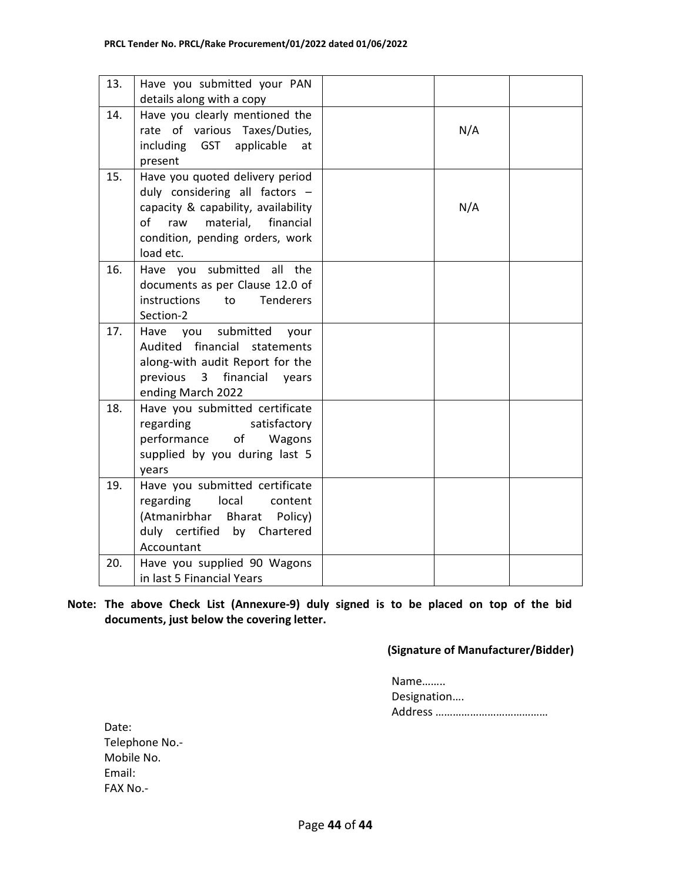| | | | | |
|---|---|---|---|---|
| 13. | Have you submitted your PAN details along with a copy | | | |
| 14. | Have you clearly mentioned the rate of various Taxes/Duties, including GST applicable at present | | N/A | |
| 15. | Have you quoted delivery period duly considering all factors – capacity & capability, availability of raw material, financial condition, pending orders, work load etc. | | N/A | |
| 16. | Have you submitted all the documents as per Clause 12.0 of instructions to Tenderers Section-2 | | | |
| 17. | Have you submitted your Audited financial statements along-with audit Report for the previous 3 financial years ending March 2022 | | | |
| 18. | Have you submitted certificate regarding satisfactory performance of Wagons supplied by you during last 5 years | | | |
| 19. | Have you submitted certificate regarding local content (Atmanirbhar Bharat Policy) duly certified by Chartered Accountant | | | |
| 20. | Have you supplied 90 Wagons in last 5 Financial Years | | | |

**Note: The above Check List (Annexure-9) duly signed is to be placed on top of the bid documents, just below the covering letter.**

**(Signature of Manufacturer/Bidder)**

Name……..
Designation….
Address …………………………………

Date:
Telephone No.-
Mobile No.
Email:
FAX No.-